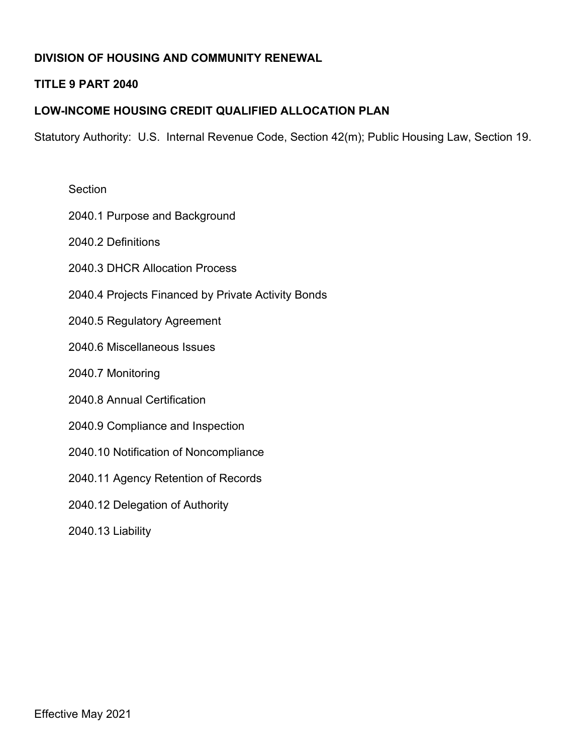**DIVISION OF HOUSING AND COMMUNITY RENEWAL**

**TITLE 9 PART 2040**

**LOW-INCOME HOUSING CREDIT QUALIFIED ALLOCATION PLAN**

Statutory Authority: U.S. Internal Revenue Code, Section 42(m); Public Housing Law, Section 19.

Section

2040.1 Purpose and Background

2040.2 Definitions

2040.3 DHCR Allocation Process

2040.4 Projects Financed by Private Activity Bonds

2040.5 Regulatory Agreement

2040.6 Miscellaneous Issues

2040.7 Monitoring

2040.8 Annual Certification

2040.9 Compliance and Inspection

2040.10 Notification of Noncompliance

2040.11 Agency Retention of Records

2040.12 Delegation of Authority

2040.13 Liability

Effective May 2021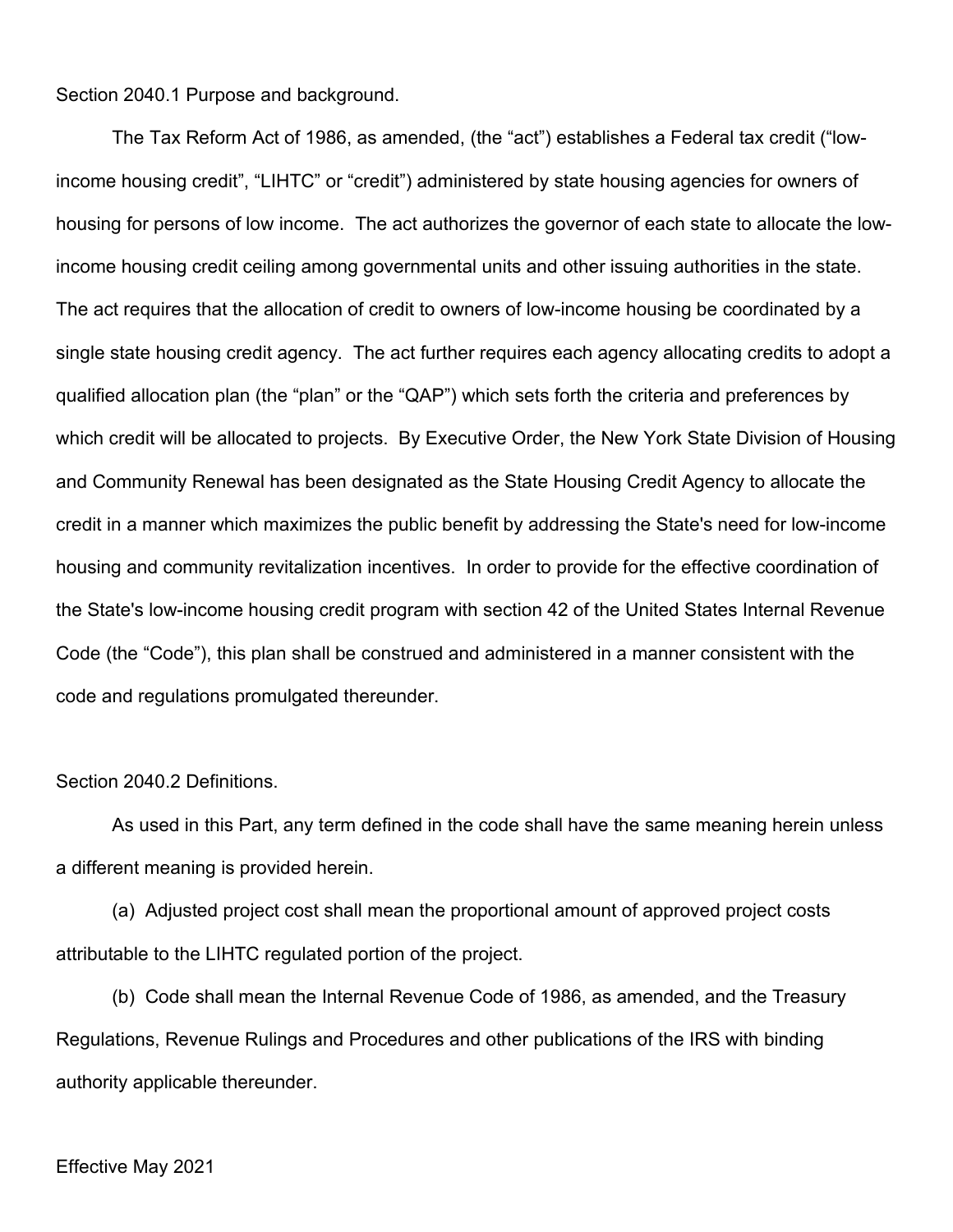Section 2040.1 Purpose and background.

The Tax Reform Act of 1986, as amended, (the "act") establishes a Federal tax credit ("low-income housing credit", "LIHTC" or "credit") administered by state housing agencies for owners of housing for persons of low income. The act authorizes the governor of each state to allocate the low-income housing credit ceiling among governmental units and other issuing authorities in the state. The act requires that the allocation of credit to owners of low-income housing be coordinated by a single state housing credit agency. The act further requires each agency allocating credits to adopt a qualified allocation plan (the "plan" or the "QAP") which sets forth the criteria and preferences by which credit will be allocated to projects. By Executive Order, the New York State Division of Housing and Community Renewal has been designated as the State Housing Credit Agency to allocate the credit in a manner which maximizes the public benefit by addressing the State's need for low-income housing and community revitalization incentives. In order to provide for the effective coordination of the State's low-income housing credit program with section 42 of the United States Internal Revenue Code (the "Code"), this plan shall be construed and administered in a manner consistent with the code and regulations promulgated thereunder.

Section 2040.2 Definitions.

As used in this Part, any term defined in the code shall have the same meaning herein unless a different meaning is provided herein.

(a) Adjusted project cost shall mean the proportional amount of approved project costs attributable to the LIHTC regulated portion of the project.

(b) Code shall mean the Internal Revenue Code of 1986, as amended, and the Treasury Regulations, Revenue Rulings and Procedures and other publications of the IRS with binding authority applicable thereunder.

Effective May 2021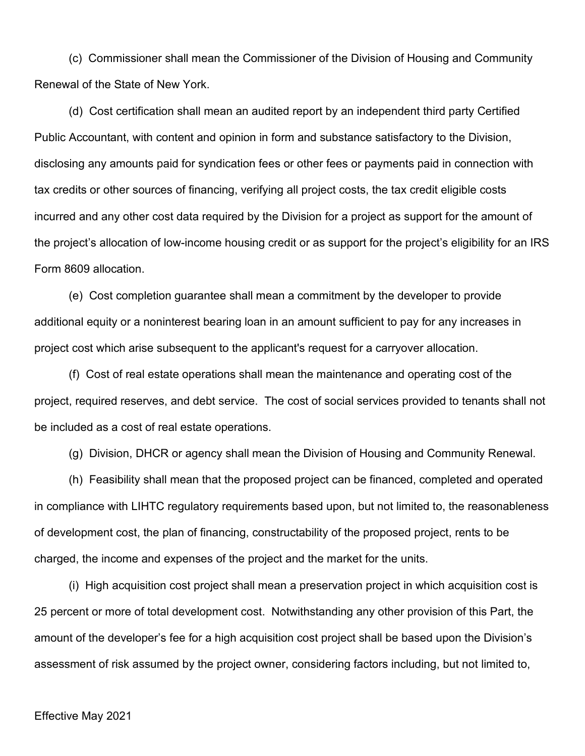(c) Commissioner shall mean the Commissioner of the Division of Housing and Community Renewal of the State of New York.

(d) Cost certification shall mean an audited report by an independent third party Certified Public Accountant, with content and opinion in form and substance satisfactory to the Division, disclosing any amounts paid for syndication fees or other fees or payments paid in connection with tax credits or other sources of financing, verifying all project costs, the tax credit eligible costs incurred and any other cost data required by the Division for a project as support for the amount of the project's allocation of low-income housing credit or as support for the project's eligibility for an IRS Form 8609 allocation.

(e) Cost completion guarantee shall mean a commitment by the developer to provide additional equity or a noninterest bearing loan in an amount sufficient to pay for any increases in project cost which arise subsequent to the applicant's request for a carryover allocation.

(f) Cost of real estate operations shall mean the maintenance and operating cost of the project, required reserves, and debt service. The cost of social services provided to tenants shall not be included as a cost of real estate operations.

(g) Division, DHCR or agency shall mean the Division of Housing and Community Renewal.

(h) Feasibility shall mean that the proposed project can be financed, completed and operated in compliance with LIHTC regulatory requirements based upon, but not limited to, the reasonableness of development cost, the plan of financing, constructability of the proposed project, rents to be charged, the income and expenses of the project and the market for the units.

(i) High acquisition cost project shall mean a preservation project in which acquisition cost is 25 percent or more of total development cost. Notwithstanding any other provision of this Part, the amount of the developer's fee for a high acquisition cost project shall be based upon the Division's assessment of risk assumed by the project owner, considering factors including, but not limited to,

Effective May 2021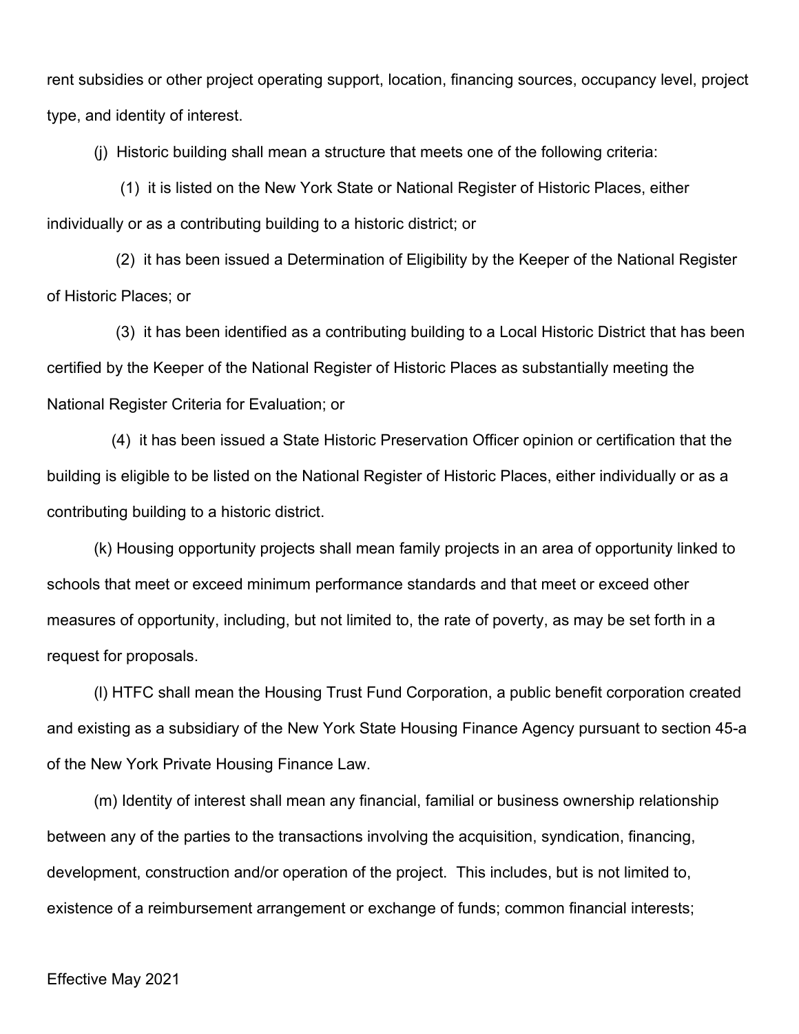rent subsidies or other project operating support, location, financing sources, occupancy level, project type, and identity of interest.

(j) Historic building shall mean a structure that meets one of the following criteria:

(1) it is listed on the New York State or National Register of Historic Places, either individually or as a contributing building to a historic district; or

(2) it has been issued a Determination of Eligibility by the Keeper of the National Register of Historic Places; or

(3) it has been identified as a contributing building to a Local Historic District that has been certified by the Keeper of the National Register of Historic Places as substantially meeting the National Register Criteria for Evaluation; or

(4) it has been issued a State Historic Preservation Officer opinion or certification that the building is eligible to be listed on the National Register of Historic Places, either individually or as a contributing building to a historic district.

(k) Housing opportunity projects shall mean family projects in an area of opportunity linked to schools that meet or exceed minimum performance standards and that meet or exceed other measures of opportunity, including, but not limited to, the rate of poverty, as may be set forth in a request for proposals.

(l) HTFC shall mean the Housing Trust Fund Corporation, a public benefit corporation created and existing as a subsidiary of the New York State Housing Finance Agency pursuant to section 45-a of the New York Private Housing Finance Law.

(m) Identity of interest shall mean any financial, familial or business ownership relationship between any of the parties to the transactions involving the acquisition, syndication, financing, development, construction and/or operation of the project. This includes, but is not limited to, existence of a reimbursement arrangement or exchange of funds; common financial interests;

Effective May 2021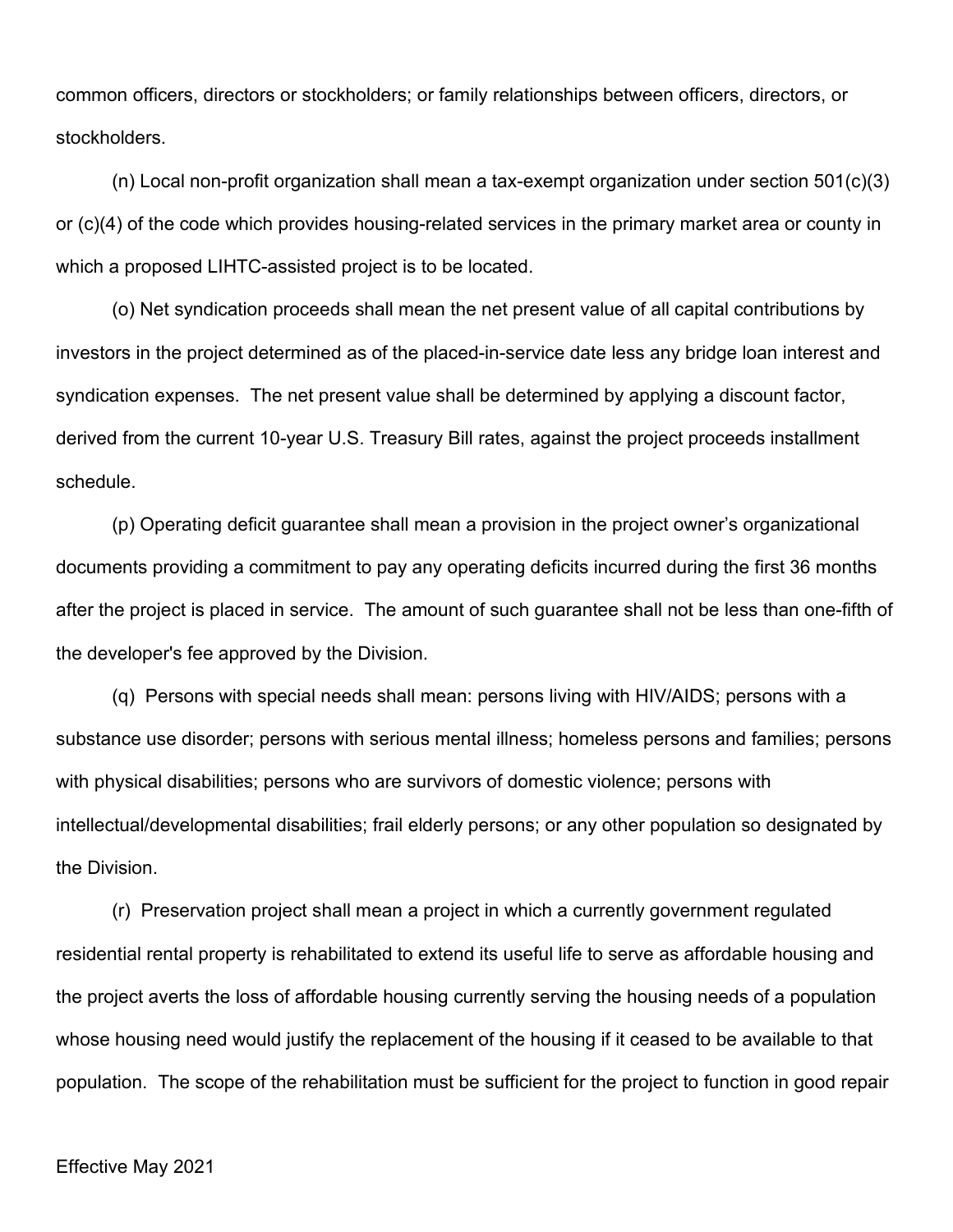common officers, directors or stockholders; or family relationships between officers, directors, or stockholders.

(n) Local non-profit organization shall mean a tax-exempt organization under section 501(c)(3) or (c)(4) of the code which provides housing-related services in the primary market area or county in which a proposed LIHTC-assisted project is to be located.

(o) Net syndication proceeds shall mean the net present value of all capital contributions by investors in the project determined as of the placed-in-service date less any bridge loan interest and syndication expenses. The net present value shall be determined by applying a discount factor, derived from the current 10-year U.S. Treasury Bill rates, against the project proceeds installment schedule.

(p) Operating deficit guarantee shall mean a provision in the project owner's organizational documents providing a commitment to pay any operating deficits incurred during the first 36 months after the project is placed in service. The amount of such guarantee shall not be less than one-fifth of the developer's fee approved by the Division.

(q) Persons with special needs shall mean: persons living with HIV/AIDS; persons with a substance use disorder; persons with serious mental illness; homeless persons and families; persons with physical disabilities; persons who are survivors of domestic violence; persons with intellectual/developmental disabilities; frail elderly persons; or any other population so designated by the Division.

(r) Preservation project shall mean a project in which a currently government regulated residential rental property is rehabilitated to extend its useful life to serve as affordable housing and the project averts the loss of affordable housing currently serving the housing needs of a population whose housing need would justify the replacement of the housing if it ceased to be available to that population. The scope of the rehabilitation must be sufficient for the project to function in good repair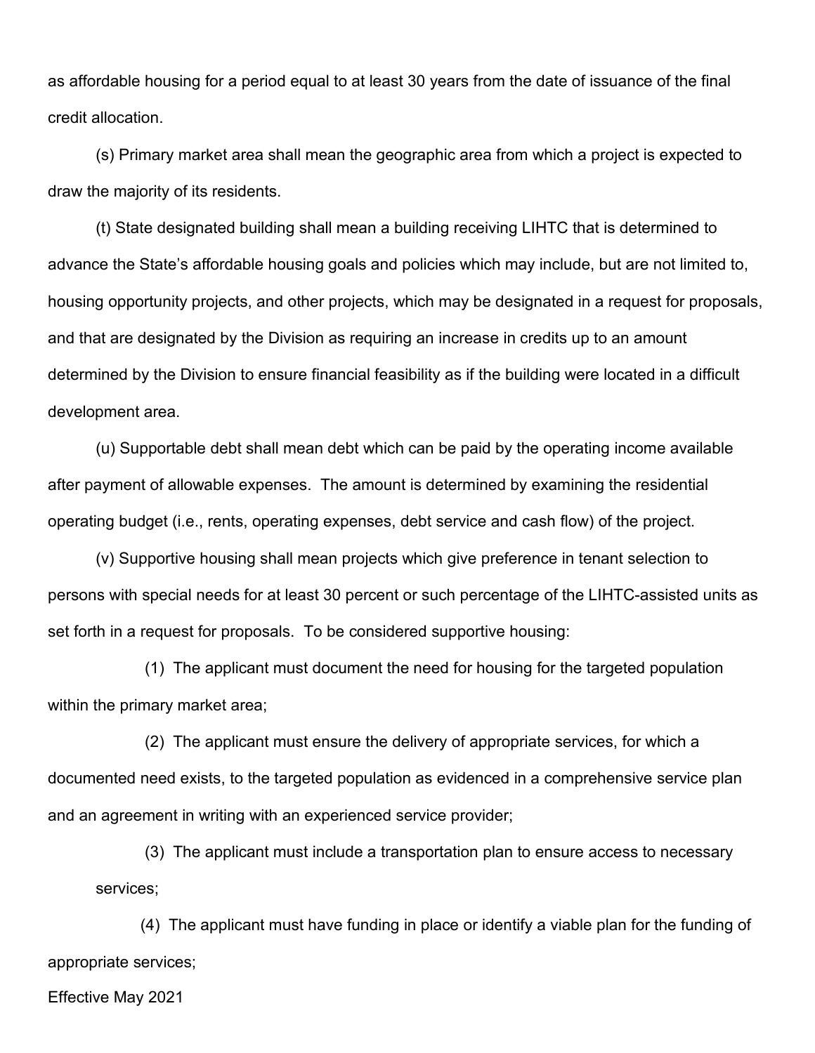as affordable housing for a period equal to at least 30 years from the date of issuance of the final credit allocation.

(s) Primary market area shall mean the geographic area from which a project is expected to draw the majority of its residents.

(t) State designated building shall mean a building receiving LIHTC that is determined to advance the State's affordable housing goals and policies which may include, but are not limited to, housing opportunity projects, and other projects, which may be designated in a request for proposals, and that are designated by the Division as requiring an increase in credits up to an amount determined by the Division to ensure financial feasibility as if the building were located in a difficult development area.

(u) Supportable debt shall mean debt which can be paid by the operating income available after payment of allowable expenses. The amount is determined by examining the residential operating budget (i.e., rents, operating expenses, debt service and cash flow) of the project.

(v) Supportive housing shall mean projects which give preference in tenant selection to persons with special needs for at least 30 percent or such percentage of the LIHTC-assisted units as set forth in a request for proposals. To be considered supportive housing:

(1) The applicant must document the need for housing for the targeted population within the primary market area;

(2) The applicant must ensure the delivery of appropriate services, for which a documented need exists, to the targeted population as evidenced in a comprehensive service plan and an agreement in writing with an experienced service provider;

(3) The applicant must include a transportation plan to ensure access to necessary services;

(4) The applicant must have funding in place or identify a viable plan for the funding of appropriate services;

Effective May 2021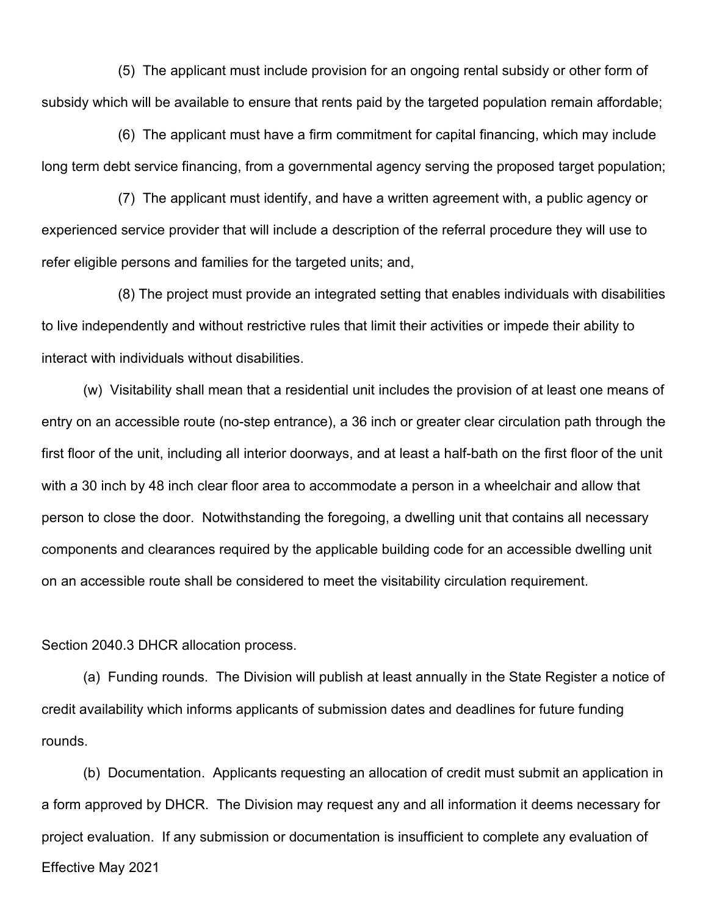(5) The applicant must include provision for an ongoing rental subsidy or other form of subsidy which will be available to ensure that rents paid by the targeted population remain affordable;

(6) The applicant must have a firm commitment for capital financing, which may include long term debt service financing, from a governmental agency serving the proposed target population;

(7) The applicant must identify, and have a written agreement with, a public agency or experienced service provider that will include a description of the referral procedure they will use to refer eligible persons and families for the targeted units; and,

(8) The project must provide an integrated setting that enables individuals with disabilities to live independently and without restrictive rules that limit their activities or impede their ability to interact with individuals without disabilities.

(w) Visitability shall mean that a residential unit includes the provision of at least one means of entry on an accessible route (no-step entrance), a 36 inch or greater clear circulation path through the first floor of the unit, including all interior doorways, and at least a half-bath on the first floor of the unit with a 30 inch by 48 inch clear floor area to accommodate a person in a wheelchair and allow that person to close the door. Notwithstanding the foregoing, a dwelling unit that contains all necessary components and clearances required by the applicable building code for an accessible dwelling unit on an accessible route shall be considered to meet the visitability circulation requirement.

Section 2040.3 DHCR allocation process.

(a) Funding rounds. The Division will publish at least annually in the State Register a notice of credit availability which informs applicants of submission dates and deadlines for future funding rounds.

(b) Documentation. Applicants requesting an allocation of credit must submit an application in a form approved by DHCR. The Division may request any and all information it deems necessary for project evaluation. If any submission or documentation is insufficient to complete any evaluation of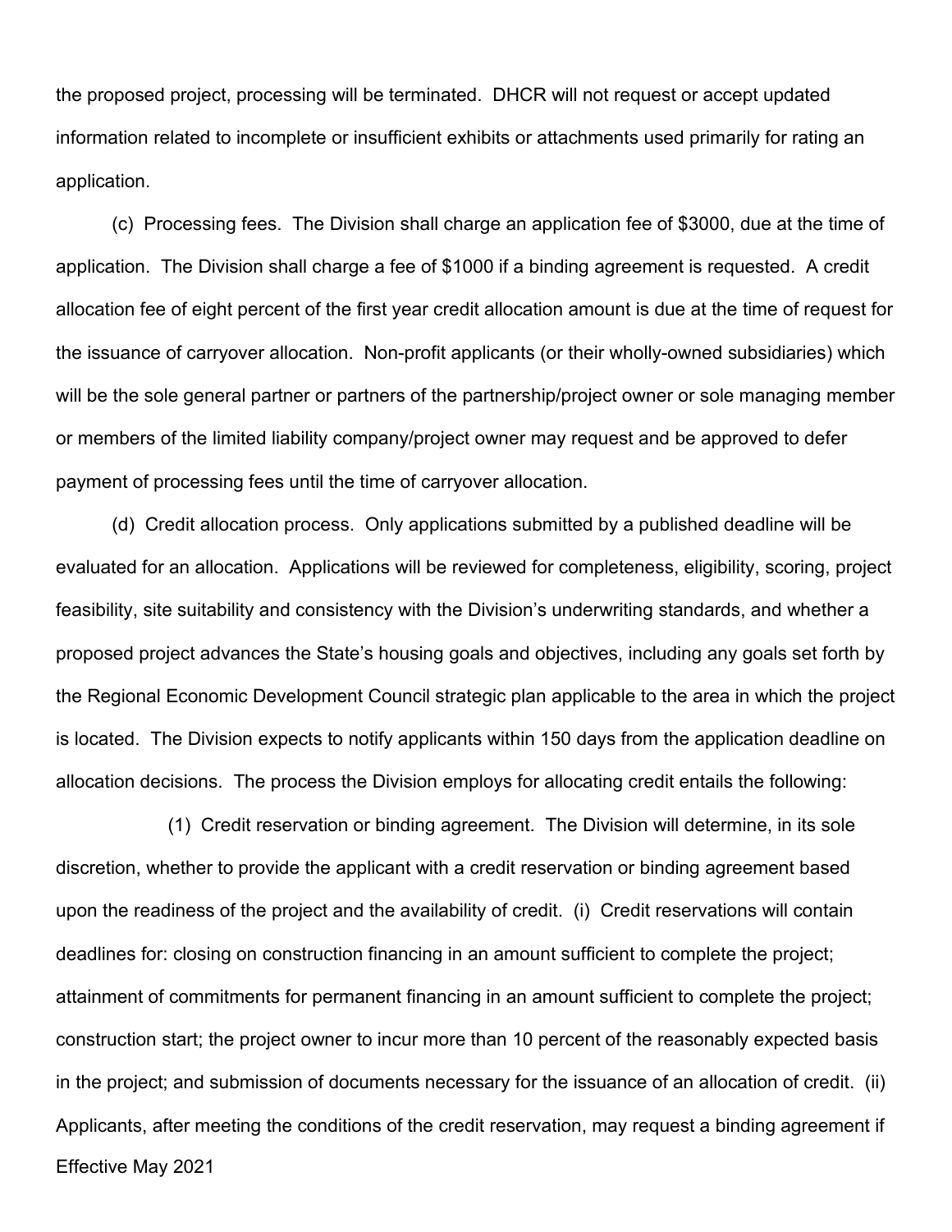the proposed project, processing will be terminated. DHCR will not request or accept updated information related to incomplete or insufficient exhibits or attachments used primarily for rating an application.

(c) Processing fees. The Division shall charge an application fee of $3000, due at the time of application. The Division shall charge a fee of $1000 if a binding agreement is requested. A credit allocation fee of eight percent of the first year credit allocation amount is due at the time of request for the issuance of carryover allocation. Non-profit applicants (or their wholly-owned subsidiaries) which will be the sole general partner or partners of the partnership/project owner or sole managing member or members of the limited liability company/project owner may request and be approved to defer payment of processing fees until the time of carryover allocation.

(d) Credit allocation process. Only applications submitted by a published deadline will be evaluated for an allocation. Applications will be reviewed for completeness, eligibility, scoring, project feasibility, site suitability and consistency with the Division's underwriting standards, and whether a proposed project advances the State's housing goals and objectives, including any goals set forth by the Regional Economic Development Council strategic plan applicable to the area in which the project is located. The Division expects to notify applicants within 150 days from the application deadline on allocation decisions. The process the Division employs for allocating credit entails the following:

(1) Credit reservation or binding agreement. The Division will determine, in its sole discretion, whether to provide the applicant with a credit reservation or binding agreement based upon the readiness of the project and the availability of credit. (i) Credit reservations will contain deadlines for: closing on construction financing in an amount sufficient to complete the project; attainment of commitments for permanent financing in an amount sufficient to complete the project; construction start; the project owner to incur more than 10 percent of the reasonably expected basis in the project; and submission of documents necessary for the issuance of an allocation of credit. (ii) Applicants, after meeting the conditions of the credit reservation, may request a binding agreement if

Effective May 2021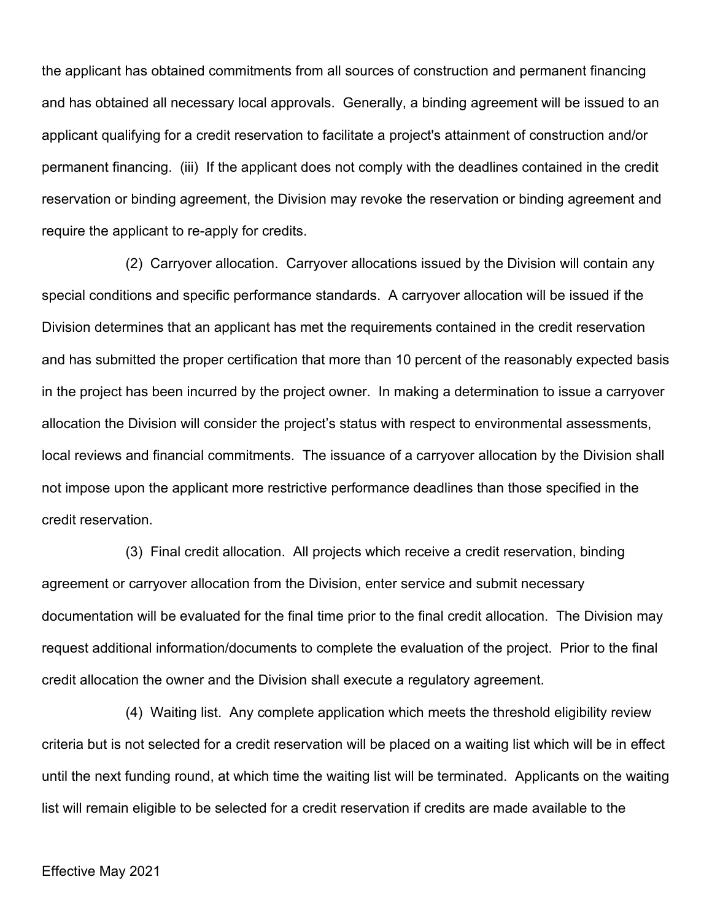the applicant has obtained commitments from all sources of construction and permanent financing and has obtained all necessary local approvals. Generally, a binding agreement will be issued to an applicant qualifying for a credit reservation to facilitate a project's attainment of construction and/or permanent financing. (iii) If the applicant does not comply with the deadlines contained in the credit reservation or binding agreement, the Division may revoke the reservation or binding agreement and require the applicant to re-apply for credits.

(2) Carryover allocation. Carryover allocations issued by the Division will contain any special conditions and specific performance standards. A carryover allocation will be issued if the Division determines that an applicant has met the requirements contained in the credit reservation and has submitted the proper certification that more than 10 percent of the reasonably expected basis in the project has been incurred by the project owner. In making a determination to issue a carryover allocation the Division will consider the project's status with respect to environmental assessments, local reviews and financial commitments. The issuance of a carryover allocation by the Division shall not impose upon the applicant more restrictive performance deadlines than those specified in the credit reservation.

(3) Final credit allocation. All projects which receive a credit reservation, binding agreement or carryover allocation from the Division, enter service and submit necessary documentation will be evaluated for the final time prior to the final credit allocation. The Division may request additional information/documents to complete the evaluation of the project. Prior to the final credit allocation the owner and the Division shall execute a regulatory agreement.

(4) Waiting list. Any complete application which meets the threshold eligibility review criteria but is not selected for a credit reservation will be placed on a waiting list which will be in effect until the next funding round, at which time the waiting list will be terminated. Applicants on the waiting list will remain eligible to be selected for a credit reservation if credits are made available to the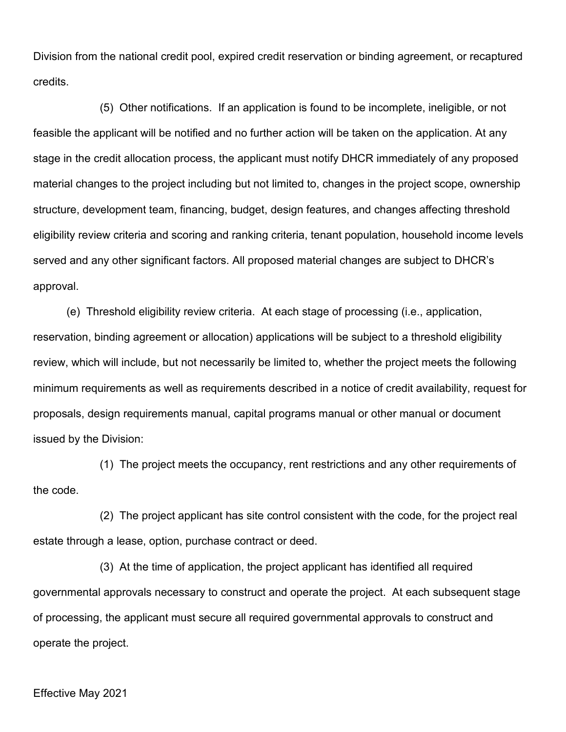Division from the national credit pool, expired credit reservation or binding agreement, or recaptured credits.

(5) Other notifications. If an application is found to be incomplete, ineligible, or not feasible the applicant will be notified and no further action will be taken on the application. At any stage in the credit allocation process, the applicant must notify DHCR immediately of any proposed material changes to the project including but not limited to, changes in the project scope, ownership structure, development team, financing, budget, design features, and changes affecting threshold eligibility review criteria and scoring and ranking criteria, tenant population, household income levels served and any other significant factors. All proposed material changes are subject to DHCR's approval.

(e) Threshold eligibility review criteria. At each stage of processing (i.e., application, reservation, binding agreement or allocation) applications will be subject to a threshold eligibility review, which will include, but not necessarily be limited to, whether the project meets the following minimum requirements as well as requirements described in a notice of credit availability, request for proposals, design requirements manual, capital programs manual or other manual or document issued by the Division:

(1) The project meets the occupancy, rent restrictions and any other requirements of the code.

(2) The project applicant has site control consistent with the code, for the project real estate through a lease, option, purchase contract or deed.

(3) At the time of application, the project applicant has identified all required governmental approvals necessary to construct and operate the project. At each subsequent stage of processing, the applicant must secure all required governmental approvals to construct and operate the project.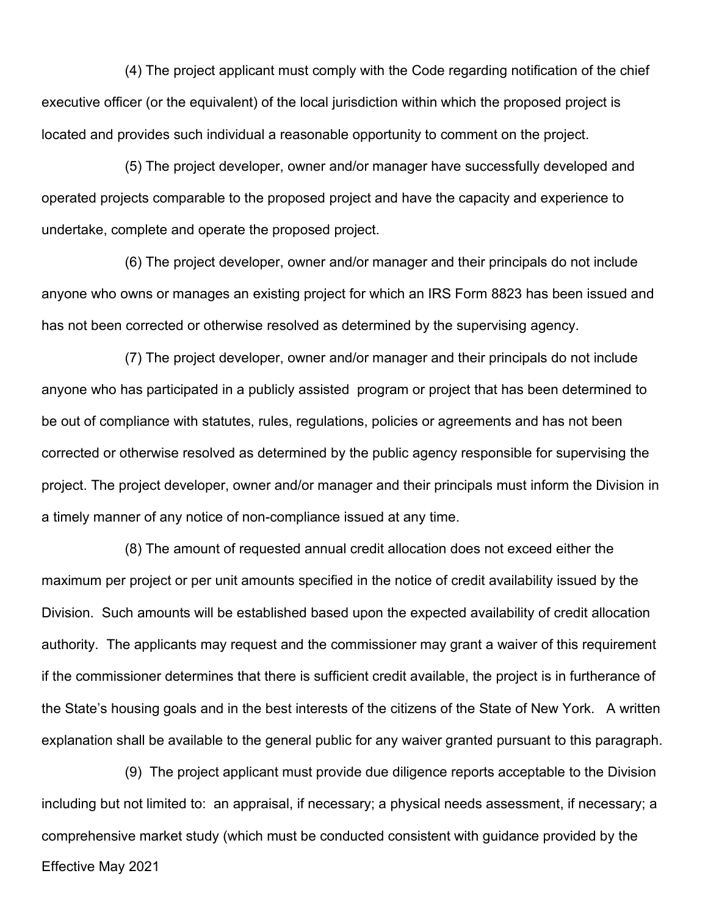(4) The project applicant must comply with the Code regarding notification of the chief executive officer (or the equivalent) of the local jurisdiction within which the proposed project is located and provides such individual a reasonable opportunity to comment on the project.

(5) The project developer, owner and/or manager have successfully developed and operated projects comparable to the proposed project and have the capacity and experience to undertake, complete and operate the proposed project.

(6) The project developer, owner and/or manager and their principals do not include anyone who owns or manages an existing project for which an IRS Form 8823 has been issued and has not been corrected or otherwise resolved as determined by the supervising agency.

(7) The project developer, owner and/or manager and their principals do not include anyone who has participated in a publicly assisted program or project that has been determined to be out of compliance with statutes, rules, regulations, policies or agreements and has not been corrected or otherwise resolved as determined by the public agency responsible for supervising the project. The project developer, owner and/or manager and their principals must inform the Division in a timely manner of any notice of non-compliance issued at any time.

(8) The amount of requested annual credit allocation does not exceed either the maximum per project or per unit amounts specified in the notice of credit availability issued by the Division. Such amounts will be established based upon the expected availability of credit allocation authority. The applicants may request and the commissioner may grant a waiver of this requirement if the commissioner determines that there is sufficient credit available, the project is in furtherance of the State's housing goals and in the best interests of the citizens of the State of New York. A written explanation shall be available to the general public for any waiver granted pursuant to this paragraph.

(9) The project applicant must provide due diligence reports acceptable to the Division including but not limited to: an appraisal, if necessary; a physical needs assessment, if necessary; a comprehensive market study (which must be conducted consistent with guidance provided by the

Effective May 2021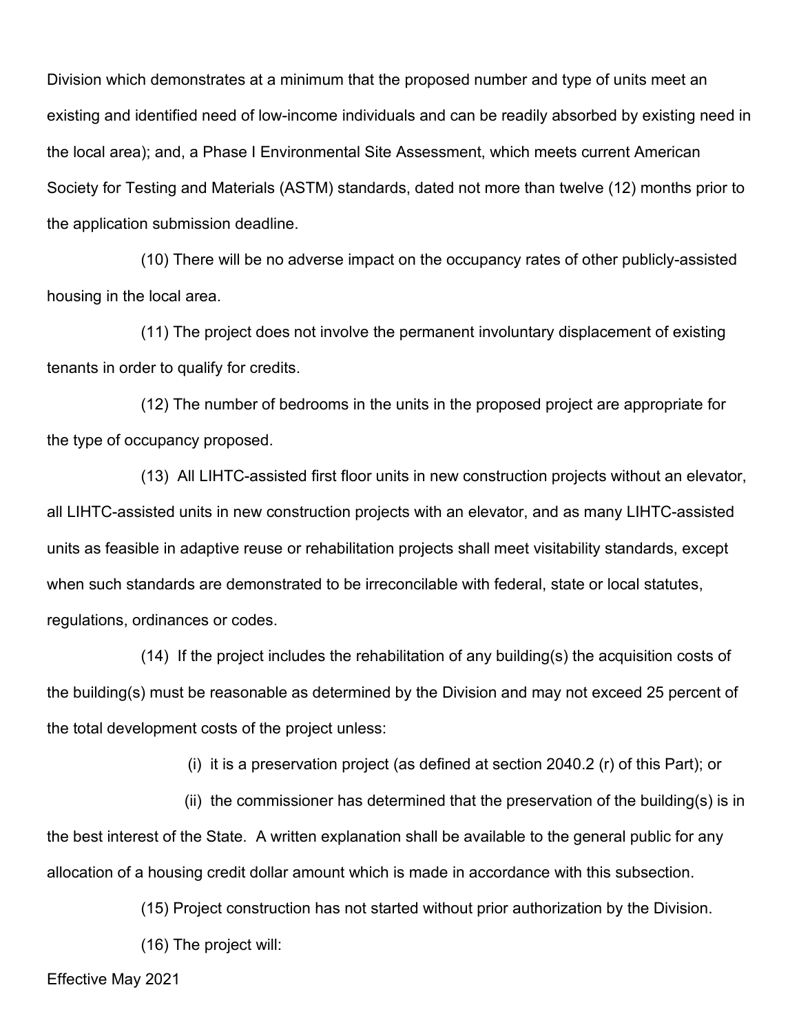Division which demonstrates at a minimum that the proposed number and type of units meet an existing and identified need of low-income individuals and can be readily absorbed by existing need in the local area); and, a Phase I Environmental Site Assessment, which meets current American Society for Testing and Materials (ASTM) standards, dated not more than twelve (12) months prior to the application submission deadline.

(10) There will be no adverse impact on the occupancy rates of other publicly-assisted housing in the local area.

(11) The project does not involve the permanent involuntary displacement of existing tenants in order to qualify for credits.

(12) The number of bedrooms in the units in the proposed project are appropriate for the type of occupancy proposed.

(13) All LIHTC-assisted first floor units in new construction projects without an elevator, all LIHTC-assisted units in new construction projects with an elevator, and as many LIHTC-assisted units as feasible in adaptive reuse or rehabilitation projects shall meet visitability standards, except when such standards are demonstrated to be irreconcilable with federal, state or local statutes, regulations, ordinances or codes.

(14) If the project includes the rehabilitation of any building(s) the acquisition costs of the building(s) must be reasonable as determined by the Division and may not exceed 25 percent of the total development costs of the project unless:

(i) it is a preservation project (as defined at section 2040.2 (r) of this Part); or

(ii) the commissioner has determined that the preservation of the building(s) is in the best interest of the State. A written explanation shall be available to the general public for any allocation of a housing credit dollar amount which is made in accordance with this subsection.

(15) Project construction has not started without prior authorization by the Division.

(16) The project will:

Effective May 2021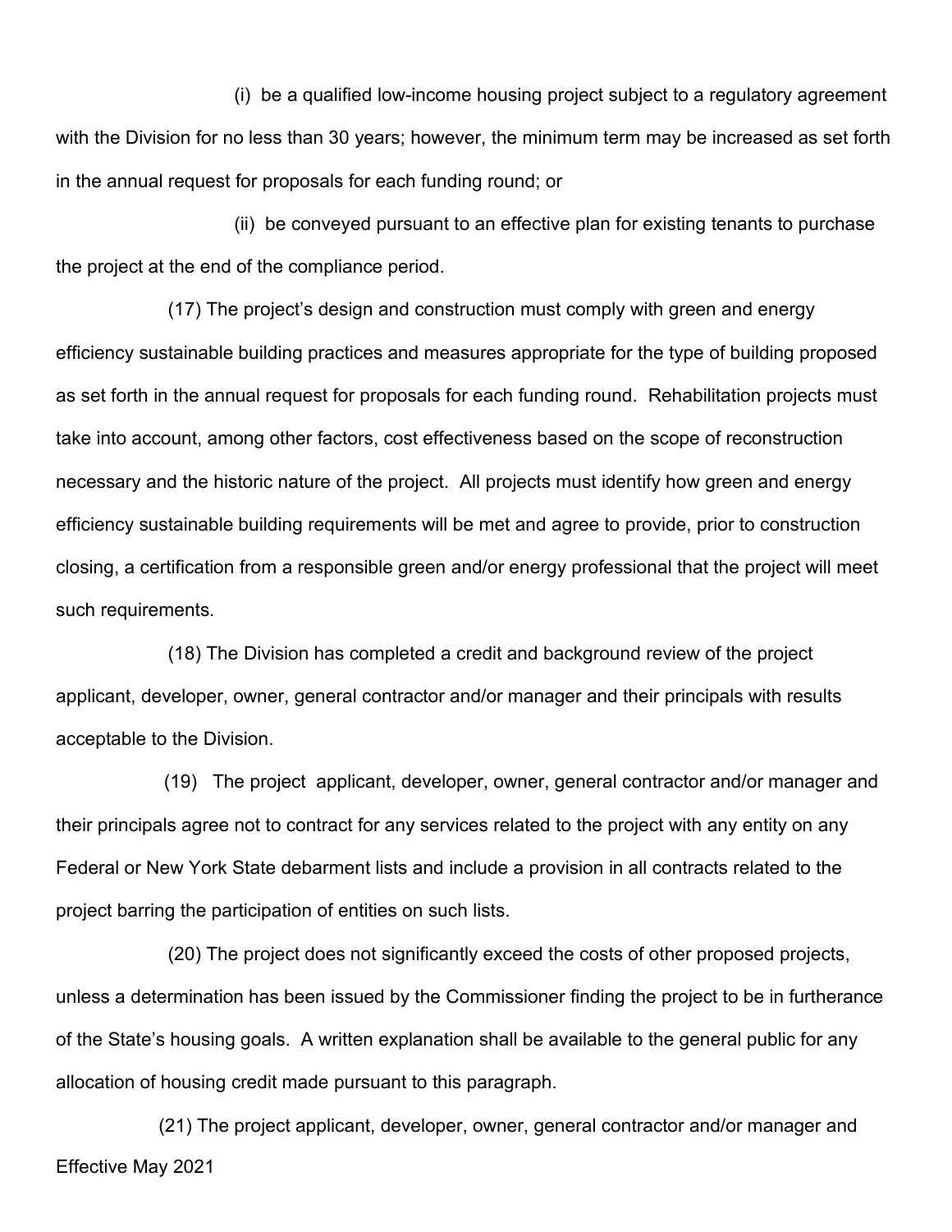(i) be a qualified low-income housing project subject to a regulatory agreement with the Division for no less than 30 years; however, the minimum term may be increased as set forth in the annual request for proposals for each funding round; or

(ii) be conveyed pursuant to an effective plan for existing tenants to purchase the project at the end of the compliance period.

(17) The project's design and construction must comply with green and energy efficiency sustainable building practices and measures appropriate for the type of building proposed as set forth in the annual request for proposals for each funding round. Rehabilitation projects must take into account, among other factors, cost effectiveness based on the scope of reconstruction necessary and the historic nature of the project. All projects must identify how green and energy efficiency sustainable building requirements will be met and agree to provide, prior to construction closing, a certification from a responsible green and/or energy professional that the project will meet such requirements.

(18) The Division has completed a credit and background review of the project applicant, developer, owner, general contractor and/or manager and their principals with results acceptable to the Division.

(19) The project applicant, developer, owner, general contractor and/or manager and their principals agree not to contract for any services related to the project with any entity on any Federal or New York State debarment lists and include a provision in all contracts related to the project barring the participation of entities on such lists.

(20) The project does not significantly exceed the costs of other proposed projects, unless a determination has been issued by the Commissioner finding the project to be in furtherance of the State's housing goals. A written explanation shall be available to the general public for any allocation of housing credit made pursuant to this paragraph.

(21) The project applicant, developer, owner, general contractor and/or manager and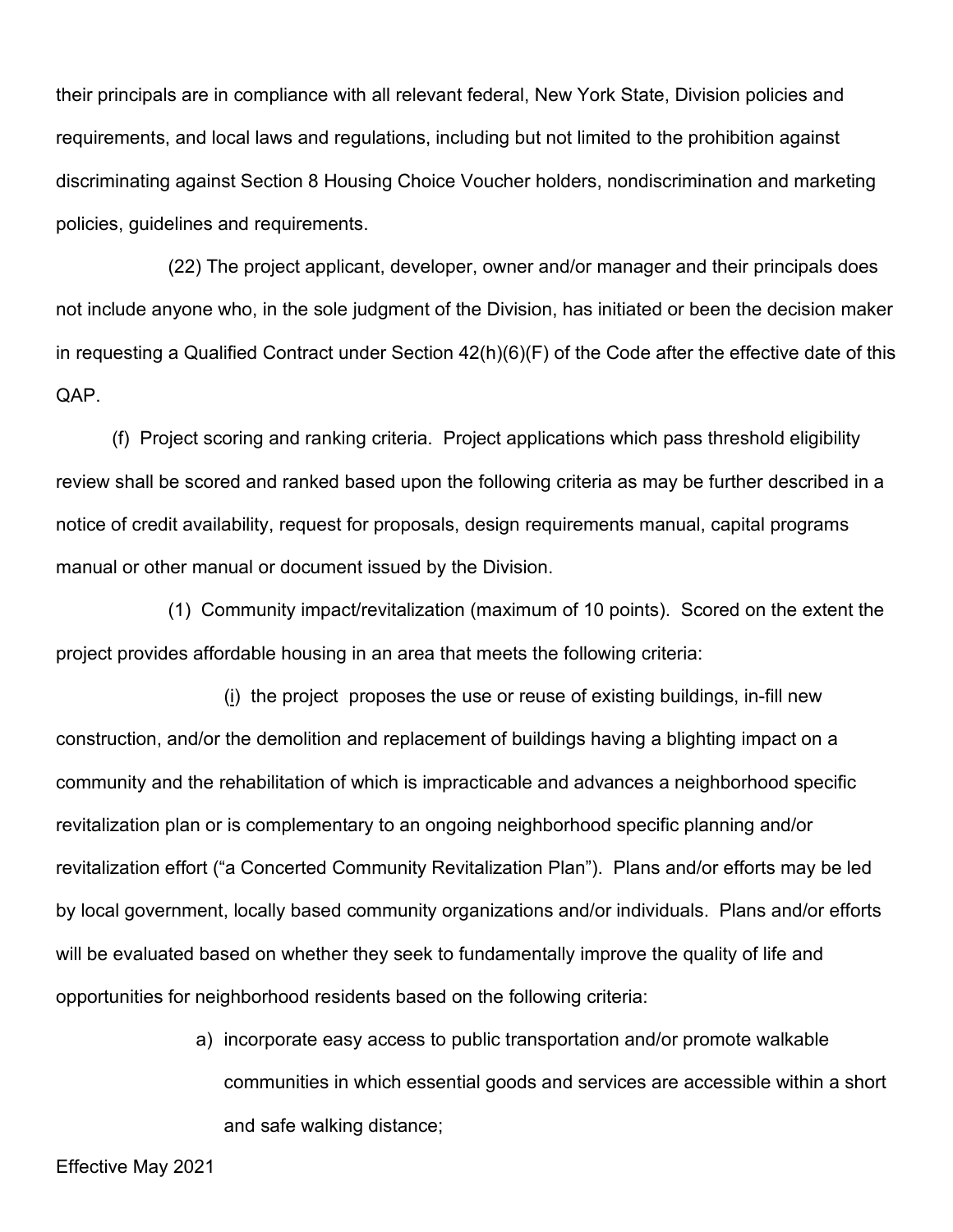their principals are in compliance with all relevant federal, New York State, Division policies and requirements, and local laws and regulations, including but not limited to the prohibition against discriminating against Section 8 Housing Choice Voucher holders, nondiscrimination and marketing policies, guidelines and requirements.

(22) The project applicant, developer, owner and/or manager and their principals does not include anyone who, in the sole judgment of the Division, has initiated or been the decision maker in requesting a Qualified Contract under Section 42(h)(6)(F) of the Code after the effective date of this QAP.

(f) Project scoring and ranking criteria. Project applications which pass threshold eligibility review shall be scored and ranked based upon the following criteria as may be further described in a notice of credit availability, request for proposals, design requirements manual, capital programs manual or other manual or document issued by the Division.

(1) Community impact/revitalization (maximum of 10 points). Scored on the extent the project provides affordable housing in an area that meets the following criteria:

(i) the project proposes the use or reuse of existing buildings, in-fill new construction, and/or the demolition and replacement of buildings having a blighting impact on a community and the rehabilitation of which is impracticable and advances a neighborhood specific revitalization plan or is complementary to an ongoing neighborhood specific planning and/or revitalization effort ("a Concerted Community Revitalization Plan"). Plans and/or efforts may be led by local government, locally based community organizations and/or individuals. Plans and/or efforts will be evaluated based on whether they seek to fundamentally improve the quality of life and opportunities for neighborhood residents based on the following criteria:

a) incorporate easy access to public transportation and/or promote walkable communities in which essential goods and services are accessible within a short and safe walking distance;

Effective May 2021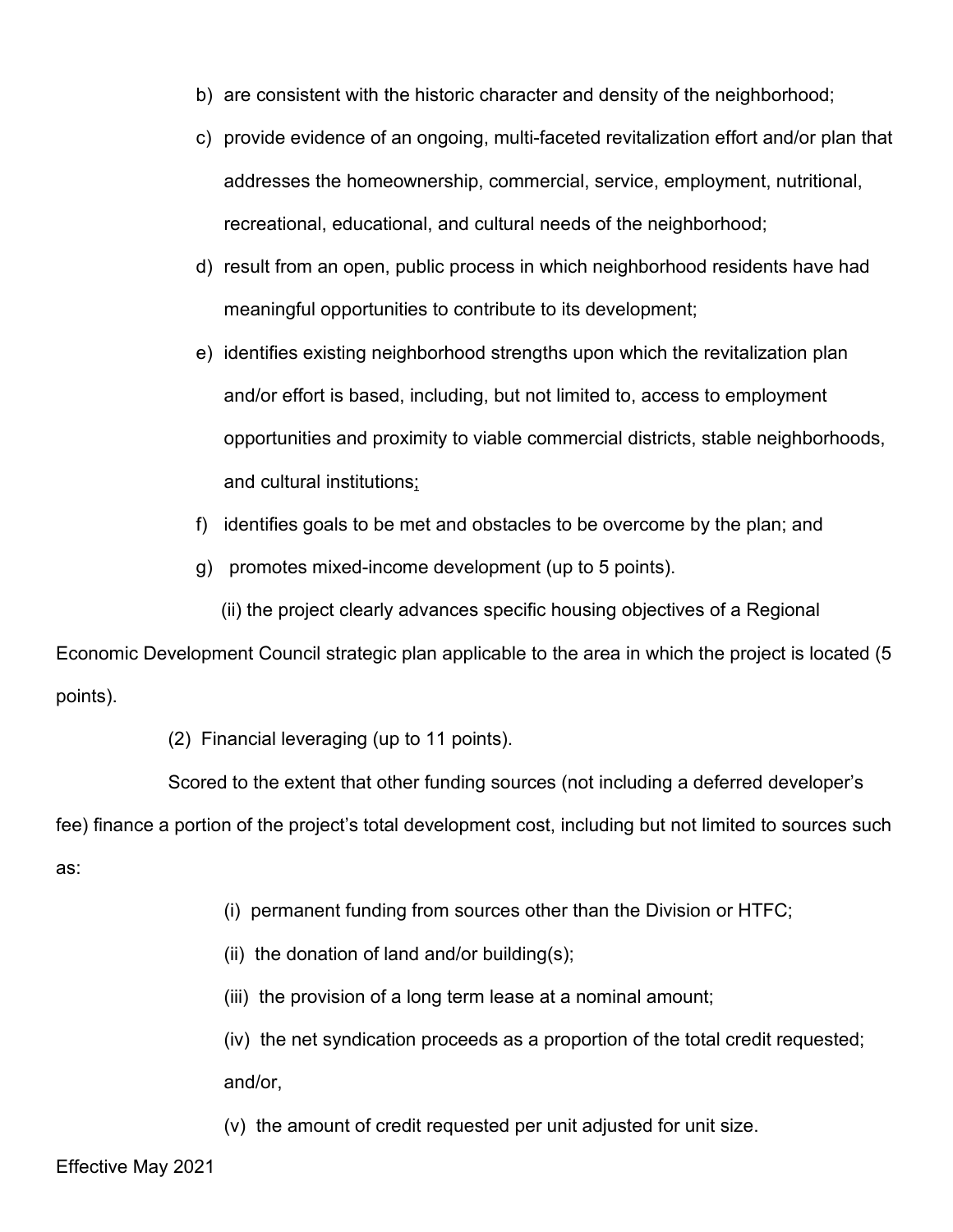b) are consistent with the historic character and density of the neighborhood;

c) provide evidence of an ongoing, multi-faceted revitalization effort and/or plan that addresses the homeownership, commercial, service, employment, nutritional, recreational, educational, and cultural needs of the neighborhood;

d) result from an open, public process in which neighborhood residents have had meaningful opportunities to contribute to its development;

e) identifies existing neighborhood strengths upon which the revitalization plan and/or effort is based, including, but not limited to, access to employment opportunities and proximity to viable commercial districts, stable neighborhoods, and cultural institutions;

f) identifies goals to be met and obstacles to be overcome by the plan; and

g) promotes mixed-income development (up to 5 points).

(ii) the project clearly advances specific housing objectives of a Regional Economic Development Council strategic plan applicable to the area in which the project is located (5 points).

(2) Financial leveraging (up to 11 points).

Scored to the extent that other funding sources (not including a deferred developer's fee) finance a portion of the project's total development cost, including but not limited to sources such as:

(i) permanent funding from sources other than the Division or HTFC;

(ii) the donation of land and/or building(s);

(iii) the provision of a long term lease at a nominal amount;

(iv) the net syndication proceeds as a proportion of the total credit requested; and/or,

(v) the amount of credit requested per unit adjusted for unit size.

Effective May 2021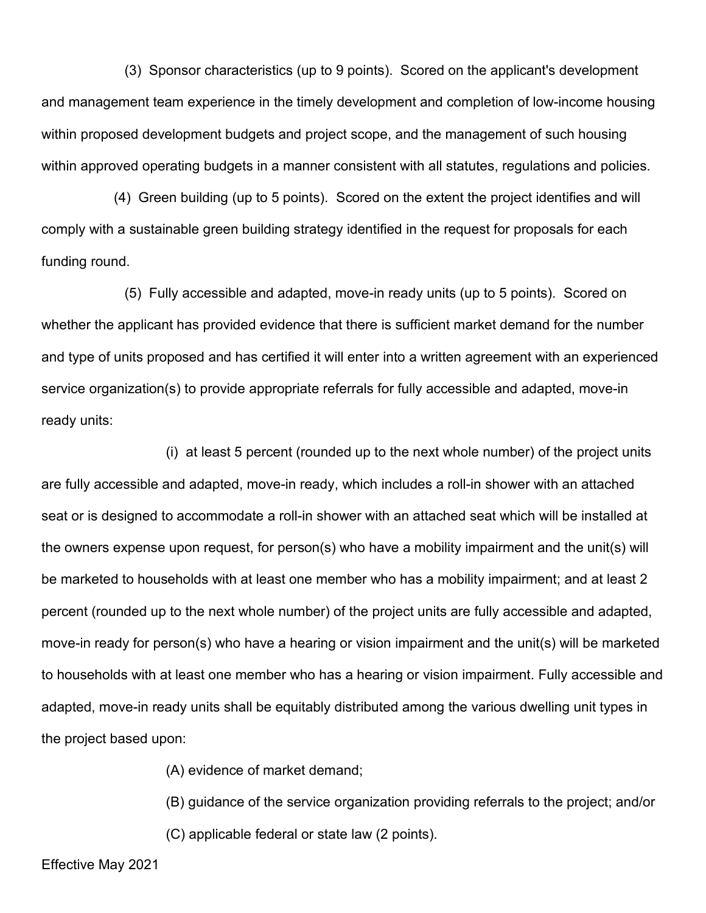(3) Sponsor characteristics (up to 9 points). Scored on the applicant's development and management team experience in the timely development and completion of low-income housing within proposed development budgets and project scope, and the management of such housing within approved operating budgets in a manner consistent with all statutes, regulations and policies.

(4) Green building (up to 5 points). Scored on the extent the project identifies and will comply with a sustainable green building strategy identified in the request for proposals for each funding round.

(5) Fully accessible and adapted, move-in ready units (up to 5 points). Scored on whether the applicant has provided evidence that there is sufficient market demand for the number and type of units proposed and has certified it will enter into a written agreement with an experienced service organization(s) to provide appropriate referrals for fully accessible and adapted, move-in ready units:

(i) at least 5 percent (rounded up to the next whole number) of the project units are fully accessible and adapted, move-in ready, which includes a roll-in shower with an attached seat or is designed to accommodate a roll-in shower with an attached seat which will be installed at the owners expense upon request, for person(s) who have a mobility impairment and the unit(s) will be marketed to households with at least one member who has a mobility impairment; and at least 2 percent (rounded up to the next whole number) of the project units are fully accessible and adapted, move-in ready for person(s) who have a hearing or vision impairment and the unit(s) will be marketed to households with at least one member who has a hearing or vision impairment. Fully accessible and adapted, move-in ready units shall be equitably distributed among the various dwelling unit types in the project based upon:

(A) evidence of market demand;

(B) guidance of the service organization providing referrals to the project; and/or

(C) applicable federal or state law (2 points).

Effective May 2021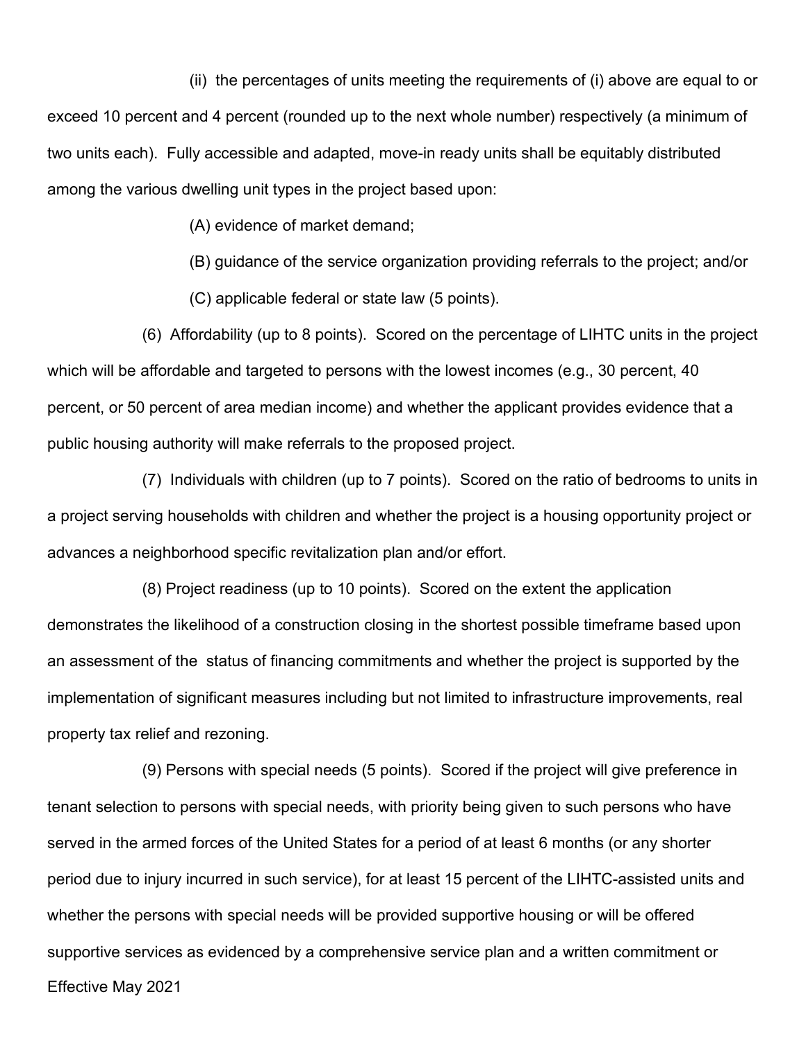(ii) the percentages of units meeting the requirements of (i) above are equal to or exceed 10 percent and 4 percent (rounded up to the next whole number) respectively (a minimum of two units each). Fully accessible and adapted, move-in ready units shall be equitably distributed among the various dwelling unit types in the project based upon:

(A) evidence of market demand;

(B) guidance of the service organization providing referrals to the project; and/or

(C) applicable federal or state law (5 points).

(6) Affordability (up to 8 points). Scored on the percentage of LIHTC units in the project which will be affordable and targeted to persons with the lowest incomes (e.g., 30 percent, 40 percent, or 50 percent of area median income) and whether the applicant provides evidence that a public housing authority will make referrals to the proposed project.

(7) Individuals with children (up to 7 points). Scored on the ratio of bedrooms to units in a project serving households with children and whether the project is a housing opportunity project or advances a neighborhood specific revitalization plan and/or effort.

(8) Project readiness (up to 10 points). Scored on the extent the application demonstrates the likelihood of a construction closing in the shortest possible timeframe based upon an assessment of the status of financing commitments and whether the project is supported by the implementation of significant measures including but not limited to infrastructure improvements, real property tax relief and rezoning.

(9) Persons with special needs (5 points). Scored if the project will give preference in tenant selection to persons with special needs, with priority being given to such persons who have served in the armed forces of the United States for a period of at least 6 months (or any shorter period due to injury incurred in such service), for at least 15 percent of the LIHTC-assisted units and whether the persons with special needs will be provided supportive housing or will be offered supportive services as evidenced by a comprehensive service plan and a written commitment or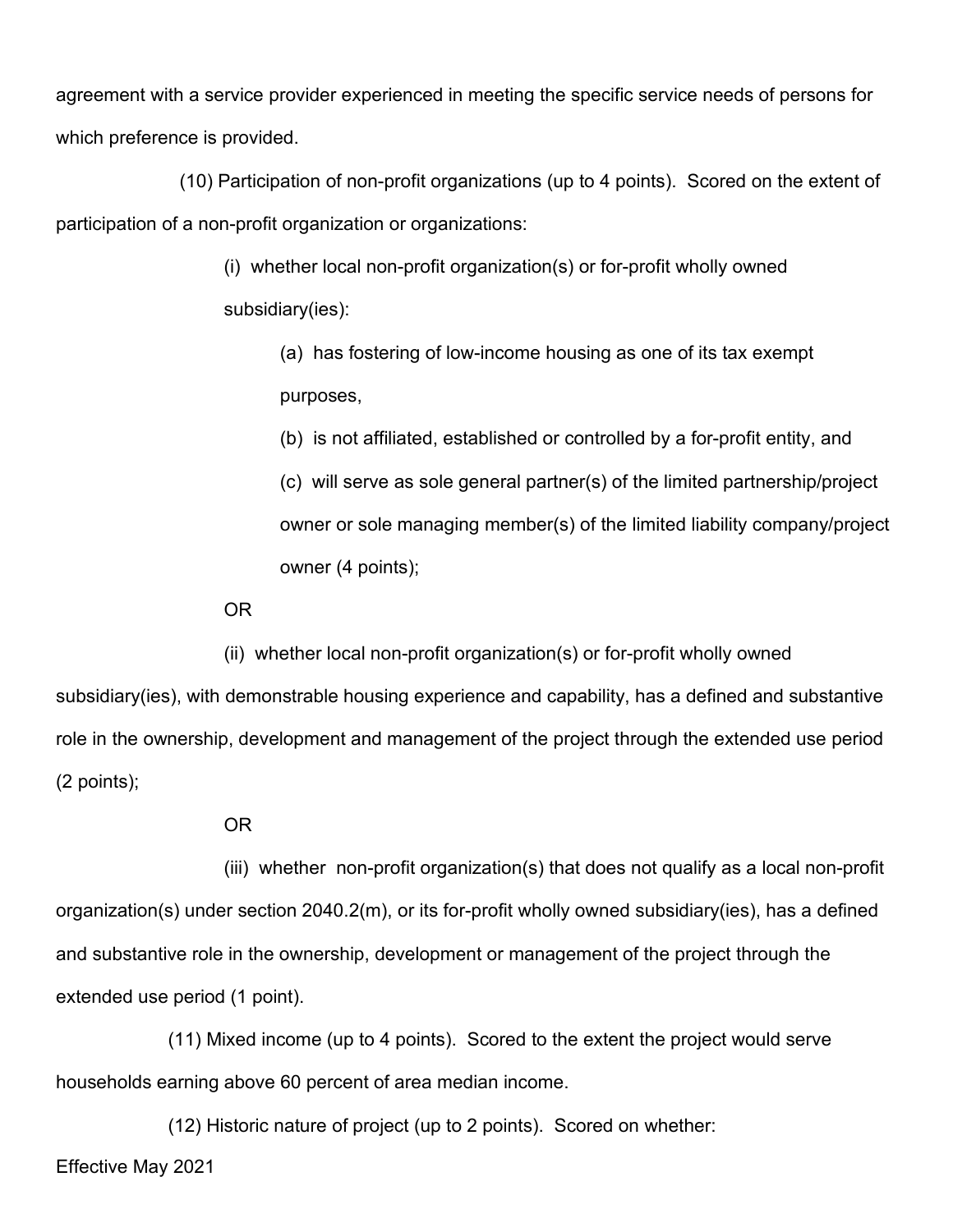agreement with a service provider experienced in meeting the specific service needs of persons for which preference is provided.

(10) Participation of non-profit organizations (up to 4 points). Scored on the extent of participation of a non-profit organization or organizations:

(i) whether local non-profit organization(s) or for-profit wholly owned subsidiary(ies):

(a) has fostering of low-income housing as one of its tax exempt purposes,

(b) is not affiliated, established or controlled by a for-profit entity, and

(c) will serve as sole general partner(s) of the limited partnership/project owner or sole managing member(s) of the limited liability company/project owner (4 points);

OR

(ii) whether local non-profit organization(s) or for-profit wholly owned subsidiary(ies), with demonstrable housing experience and capability, has a defined and substantive role in the ownership, development and management of the project through the extended use period (2 points);

OR

(iii) whether non-profit organization(s) that does not qualify as a local non-profit organization(s) under section 2040.2(m), or its for-profit wholly owned subsidiary(ies), has a defined and substantive role in the ownership, development or management of the project through the extended use period (1 point).

(11) Mixed income (up to 4 points). Scored to the extent the project would serve households earning above 60 percent of area median income.

(12) Historic nature of project (up to 2 points). Scored on whether: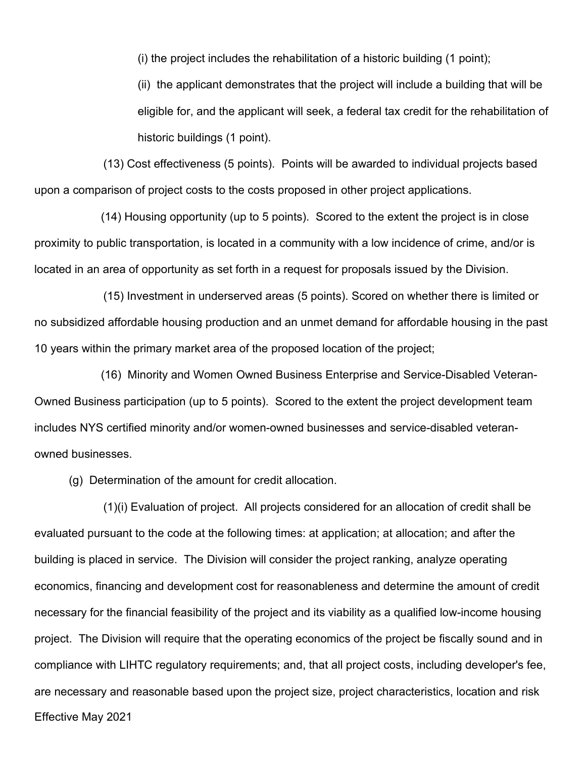(i) the project includes the rehabilitation of a historic building (1 point);

(ii) the applicant demonstrates that the project will include a building that will be eligible for, and the applicant will seek, a federal tax credit for the rehabilitation of historic buildings (1 point).

(13) Cost effectiveness (5 points). Points will be awarded to individual projects based upon a comparison of project costs to the costs proposed in other project applications.

(14) Housing opportunity (up to 5 points). Scored to the extent the project is in close proximity to public transportation, is located in a community with a low incidence of crime, and/or is located in an area of opportunity as set forth in a request for proposals issued by the Division.

(15) Investment in underserved areas (5 points). Scored on whether there is limited or no subsidized affordable housing production and an unmet demand for affordable housing in the past 10 years within the primary market area of the proposed location of the project;

(16) Minority and Women Owned Business Enterprise and Service-Disabled Veteran-Owned Business participation (up to 5 points). Scored to the extent the project development team includes NYS certified minority and/or women-owned businesses and service-disabled veteran-owned businesses.

(g) Determination of the amount for credit allocation.

(1)(i) Evaluation of project. All projects considered for an allocation of credit shall be evaluated pursuant to the code at the following times: at application; at allocation; and after the building is placed in service. The Division will consider the project ranking, analyze operating economics, financing and development cost for reasonableness and determine the amount of credit necessary for the financial feasibility of the project and its viability as a qualified low-income housing project. The Division will require that the operating economics of the project be fiscally sound and in compliance with LIHTC regulatory requirements; and, that all project costs, including developer's fee, are necessary and reasonable based upon the project size, project characteristics, location and risk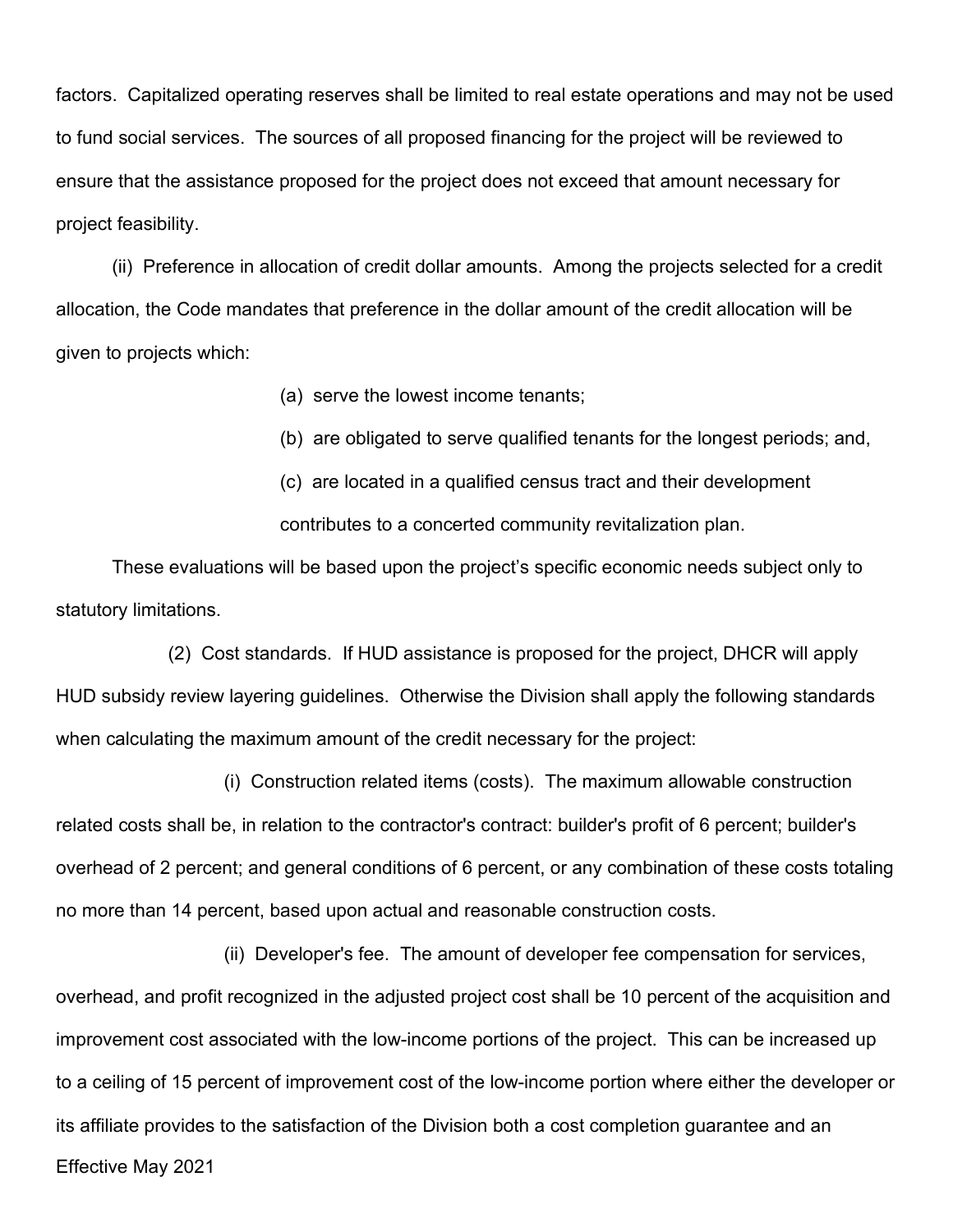factors. Capitalized operating reserves shall be limited to real estate operations and may not be used to fund social services. The sources of all proposed financing for the project will be reviewed to ensure that the assistance proposed for the project does not exceed that amount necessary for project feasibility.

(ii) Preference in allocation of credit dollar amounts. Among the projects selected for a credit allocation, the Code mandates that preference in the dollar amount of the credit allocation will be given to projects which:

(a) serve the lowest income tenants;

(b) are obligated to serve qualified tenants for the longest periods; and,

(c) are located in a qualified census tract and their development contributes to a concerted community revitalization plan.

These evaluations will be based upon the project's specific economic needs subject only to statutory limitations.

(2) Cost standards. If HUD assistance is proposed for the project, DHCR will apply HUD subsidy review layering guidelines. Otherwise the Division shall apply the following standards when calculating the maximum amount of the credit necessary for the project:

(i) Construction related items (costs). The maximum allowable construction related costs shall be, in relation to the contractor's contract: builder's profit of 6 percent; builder's overhead of 2 percent; and general conditions of 6 percent, or any combination of these costs totaling no more than 14 percent, based upon actual and reasonable construction costs.

(ii) Developer's fee. The amount of developer fee compensation for services, overhead, and profit recognized in the adjusted project cost shall be 10 percent of the acquisition and improvement cost associated with the low-income portions of the project. This can be increased up to a ceiling of 15 percent of improvement cost of the low-income portion where either the developer or its affiliate provides to the satisfaction of the Division both a cost completion guarantee and an

Effective May 2021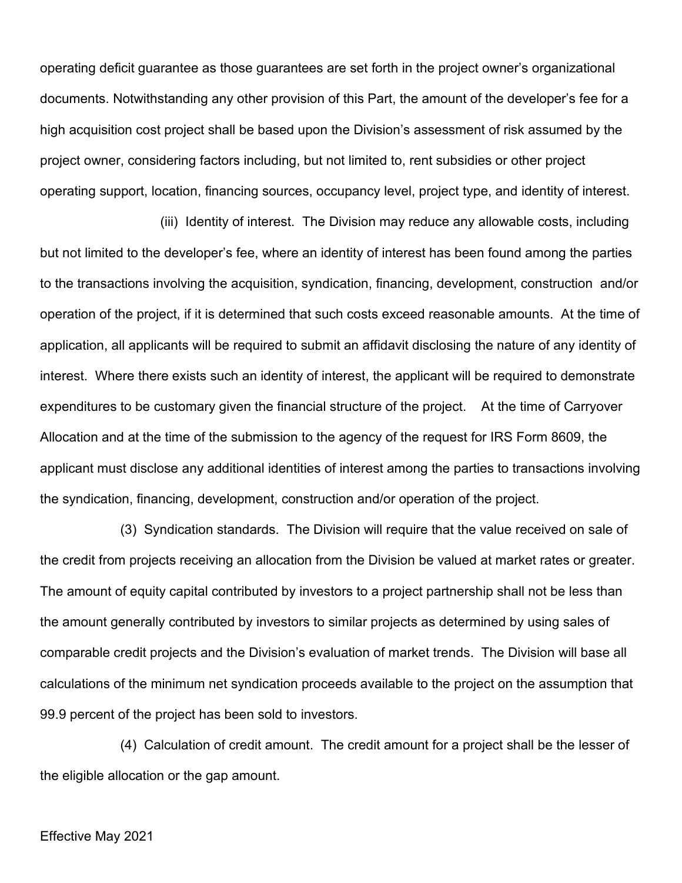operating deficit guarantee as those guarantees are set forth in the project owner's organizational documents. Notwithstanding any other provision of this Part, the amount of the developer's fee for a high acquisition cost project shall be based upon the Division's assessment of risk assumed by the project owner, considering factors including, but not limited to, rent subsidies or other project operating support, location, financing sources, occupancy level, project type, and identity of interest.

(iii) Identity of interest. The Division may reduce any allowable costs, including but not limited to the developer's fee, where an identity of interest has been found among the parties to the transactions involving the acquisition, syndication, financing, development, construction and/or operation of the project, if it is determined that such costs exceed reasonable amounts. At the time of application, all applicants will be required to submit an affidavit disclosing the nature of any identity of interest. Where there exists such an identity of interest, the applicant will be required to demonstrate expenditures to be customary given the financial structure of the project. At the time of Carryover Allocation and at the time of the submission to the agency of the request for IRS Form 8609, the applicant must disclose any additional identities of interest among the parties to transactions involving the syndication, financing, development, construction and/or operation of the project.

(3) Syndication standards. The Division will require that the value received on sale of the credit from projects receiving an allocation from the Division be valued at market rates or greater. The amount of equity capital contributed by investors to a project partnership shall not be less than the amount generally contributed by investors to similar projects as determined by using sales of comparable credit projects and the Division's evaluation of market trends. The Division will base all calculations of the minimum net syndication proceeds available to the project on the assumption that 99.9 percent of the project has been sold to investors.

(4) Calculation of credit amount. The credit amount for a project shall be the lesser of the eligible allocation or the gap amount.

Effective May 2021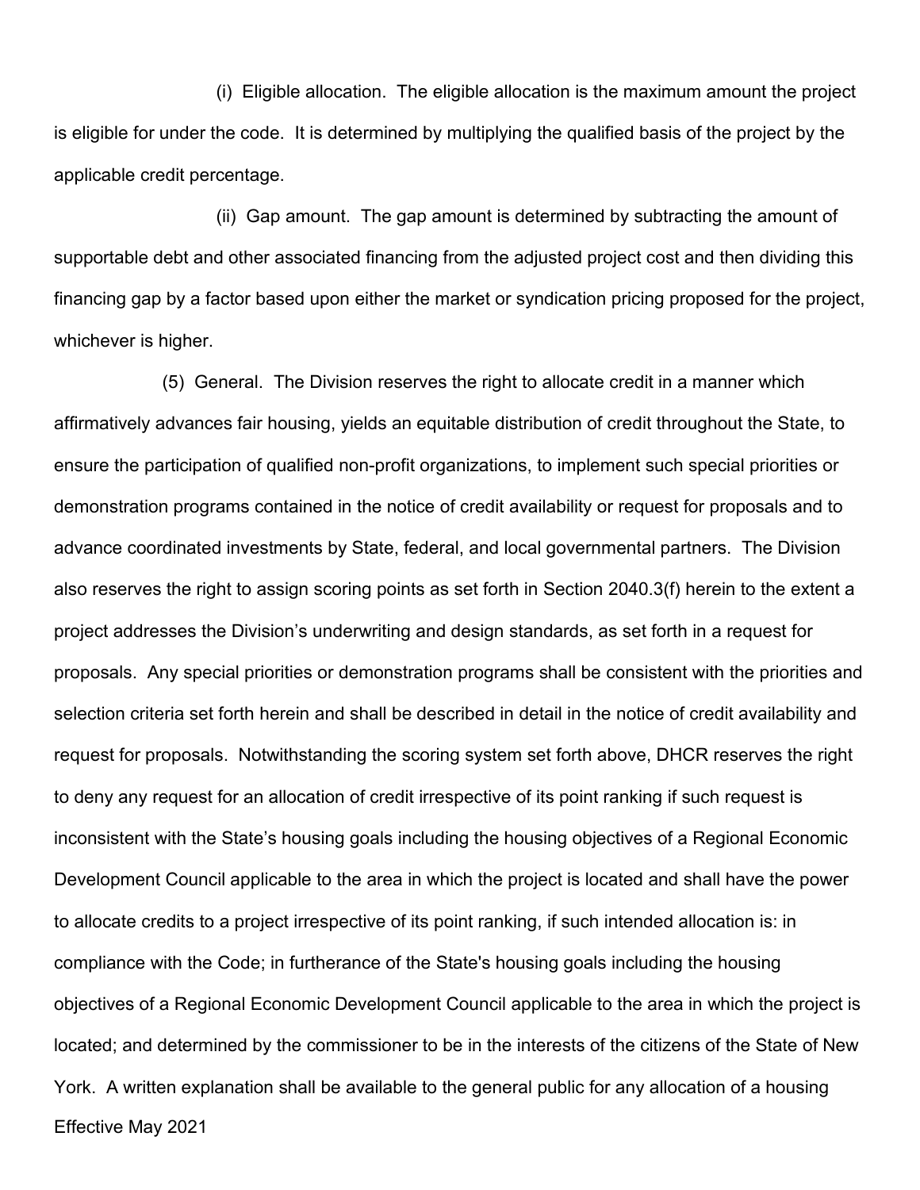(i) Eligible allocation. The eligible allocation is the maximum amount the project is eligible for under the code. It is determined by multiplying the qualified basis of the project by the applicable credit percentage.

(ii) Gap amount. The gap amount is determined by subtracting the amount of supportable debt and other associated financing from the adjusted project cost and then dividing this financing gap by a factor based upon either the market or syndication pricing proposed for the project, whichever is higher.

(5) General. The Division reserves the right to allocate credit in a manner which affirmatively advances fair housing, yields an equitable distribution of credit throughout the State, to ensure the participation of qualified non-profit organizations, to implement such special priorities or demonstration programs contained in the notice of credit availability or request for proposals and to advance coordinated investments by State, federal, and local governmental partners. The Division also reserves the right to assign scoring points as set forth in Section 2040.3(f) herein to the extent a project addresses the Division's underwriting and design standards, as set forth in a request for proposals. Any special priorities or demonstration programs shall be consistent with the priorities and selection criteria set forth herein and shall be described in detail in the notice of credit availability and request for proposals. Notwithstanding the scoring system set forth above, DHCR reserves the right to deny any request for an allocation of credit irrespective of its point ranking if such request is inconsistent with the State's housing goals including the housing objectives of a Regional Economic Development Council applicable to the area in which the project is located and shall have the power to allocate credits to a project irrespective of its point ranking, if such intended allocation is: in compliance with the Code; in furtherance of the State's housing goals including the housing objectives of a Regional Economic Development Council applicable to the area in which the project is located; and determined by the commissioner to be in the interests of the citizens of the State of New York. A written explanation shall be available to the general public for any allocation of a housing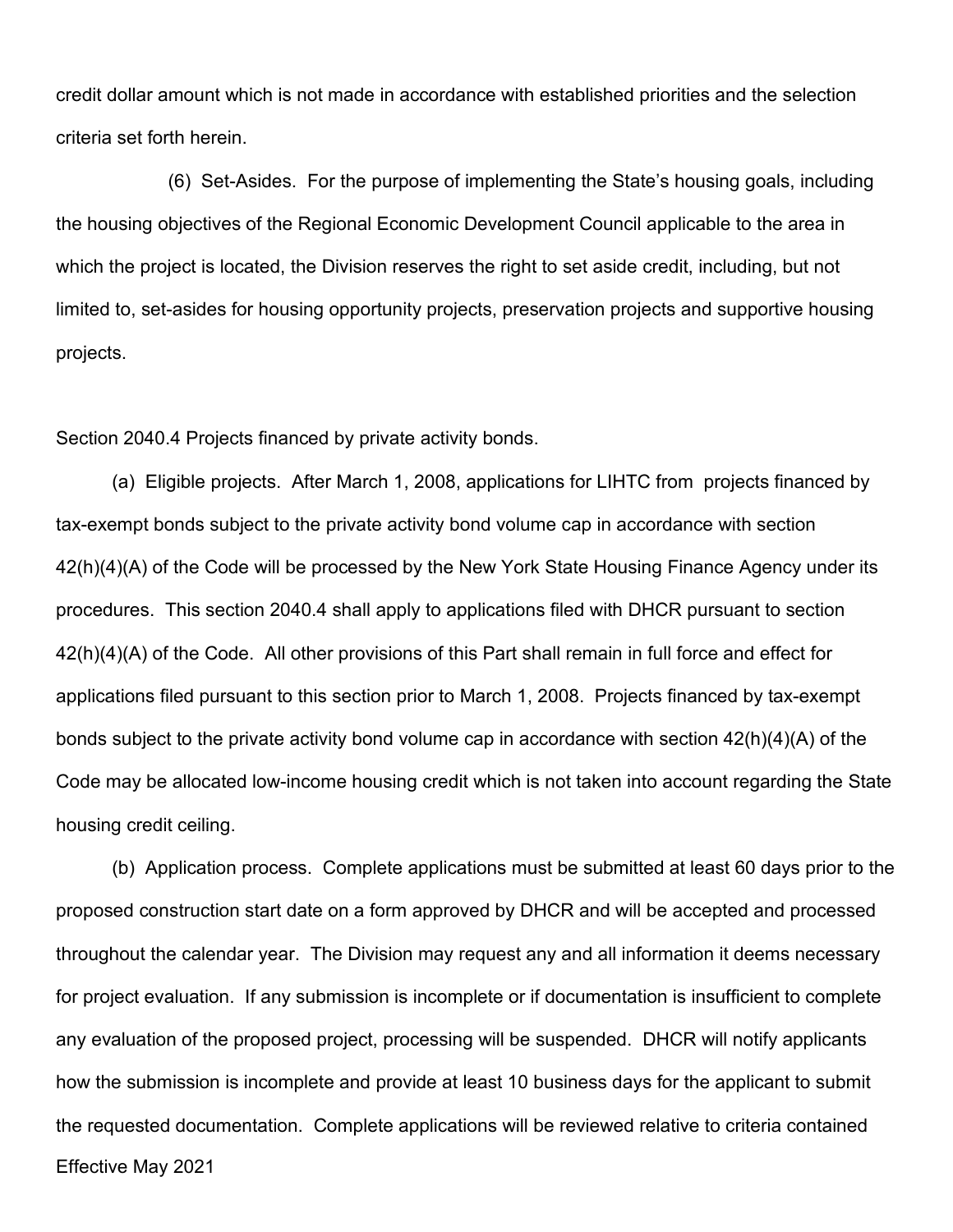credit dollar amount which is not made in accordance with established priorities and the selection criteria set forth herein.

(6) Set-Asides. For the purpose of implementing the State's housing goals, including the housing objectives of the Regional Economic Development Council applicable to the area in which the project is located, the Division reserves the right to set aside credit, including, but not limited to, set-asides for housing opportunity projects, preservation projects and supportive housing projects.

Section 2040.4 Projects financed by private activity bonds.

(a) Eligible projects. After March 1, 2008, applications for LIHTC from projects financed by tax-exempt bonds subject to the private activity bond volume cap in accordance with section 42(h)(4)(A) of the Code will be processed by the New York State Housing Finance Agency under its procedures. This section 2040.4 shall apply to applications filed with DHCR pursuant to section 42(h)(4)(A) of the Code. All other provisions of this Part shall remain in full force and effect for applications filed pursuant to this section prior to March 1, 2008. Projects financed by tax-exempt bonds subject to the private activity bond volume cap in accordance with section 42(h)(4)(A) of the Code may be allocated low-income housing credit which is not taken into account regarding the State housing credit ceiling.

(b) Application process. Complete applications must be submitted at least 60 days prior to the proposed construction start date on a form approved by DHCR and will be accepted and processed throughout the calendar year. The Division may request any and all information it deems necessary for project evaluation. If any submission is incomplete or if documentation is insufficient to complete any evaluation of the proposed project, processing will be suspended. DHCR will notify applicants how the submission is incomplete and provide at least 10 business days for the applicant to submit the requested documentation. Complete applications will be reviewed relative to criteria contained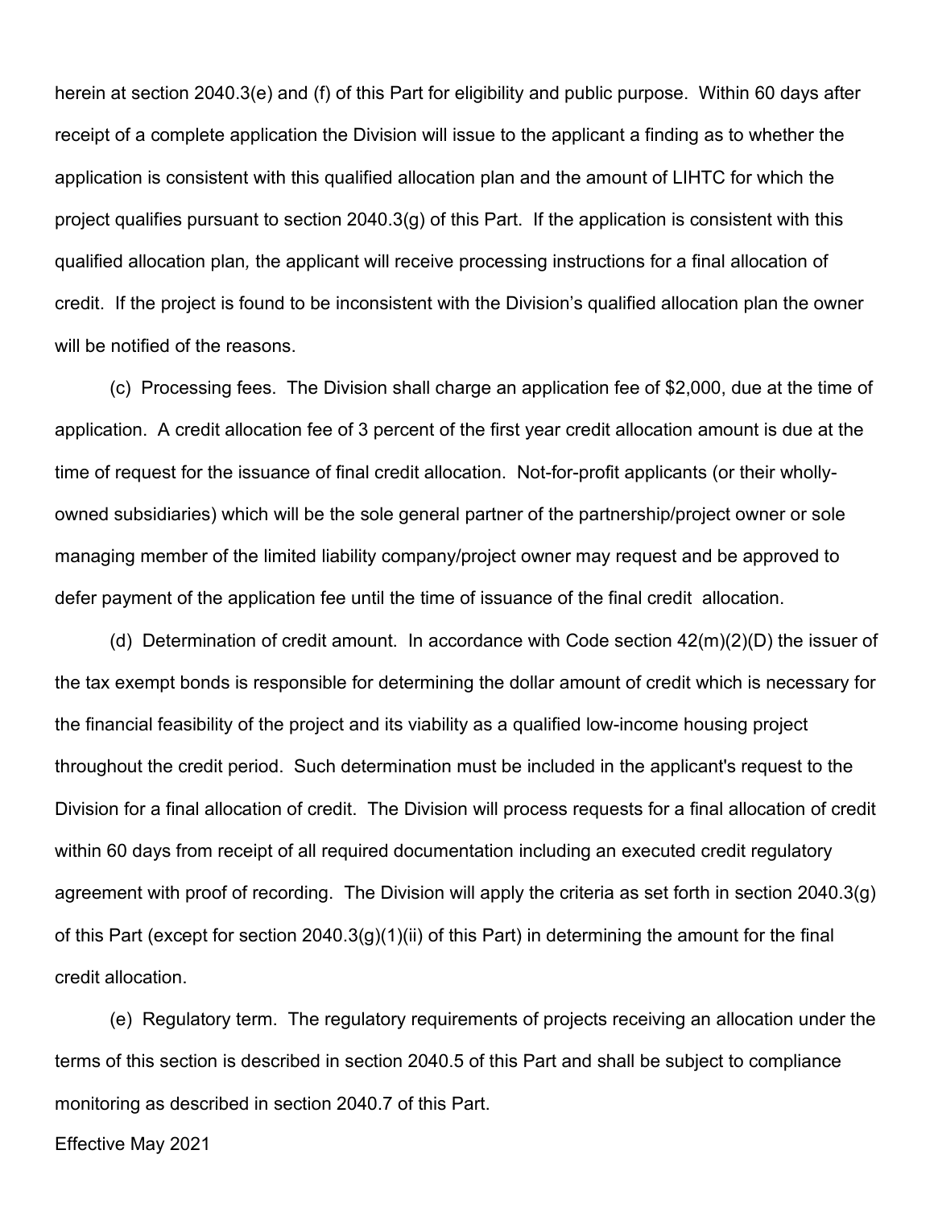herein at section 2040.3(e) and (f) of this Part for eligibility and public purpose. Within 60 days after receipt of a complete application the Division will issue to the applicant a finding as to whether the application is consistent with this qualified allocation plan and the amount of LIHTC for which the project qualifies pursuant to section 2040.3(g) of this Part. If the application is consistent with this qualified allocation plan, the applicant will receive processing instructions for a final allocation of credit. If the project is found to be inconsistent with the Division's qualified allocation plan the owner will be notified of the reasons.

(c) Processing fees. The Division shall charge an application fee of $2,000, due at the time of application. A credit allocation fee of 3 percent of the first year credit allocation amount is due at the time of request for the issuance of final credit allocation. Not-for-profit applicants (or their wholly-owned subsidiaries) which will be the sole general partner of the partnership/project owner or sole managing member of the limited liability company/project owner may request and be approved to defer payment of the application fee until the time of issuance of the final credit allocation.

(d) Determination of credit amount. In accordance with Code section 42(m)(2)(D) the issuer of the tax exempt bonds is responsible for determining the dollar amount of credit which is necessary for the financial feasibility of the project and its viability as a qualified low-income housing project throughout the credit period. Such determination must be included in the applicant's request to the Division for a final allocation of credit. The Division will process requests for a final allocation of credit within 60 days from receipt of all required documentation including an executed credit regulatory agreement with proof of recording. The Division will apply the criteria as set forth in section 2040.3(g) of this Part (except for section 2040.3(g)(1)(ii) of this Part) in determining the amount for the final credit allocation.

(e) Regulatory term. The regulatory requirements of projects receiving an allocation under the terms of this section is described in section 2040.5 of this Part and shall be subject to compliance monitoring as described in section 2040.7 of this Part.

Effective May 2021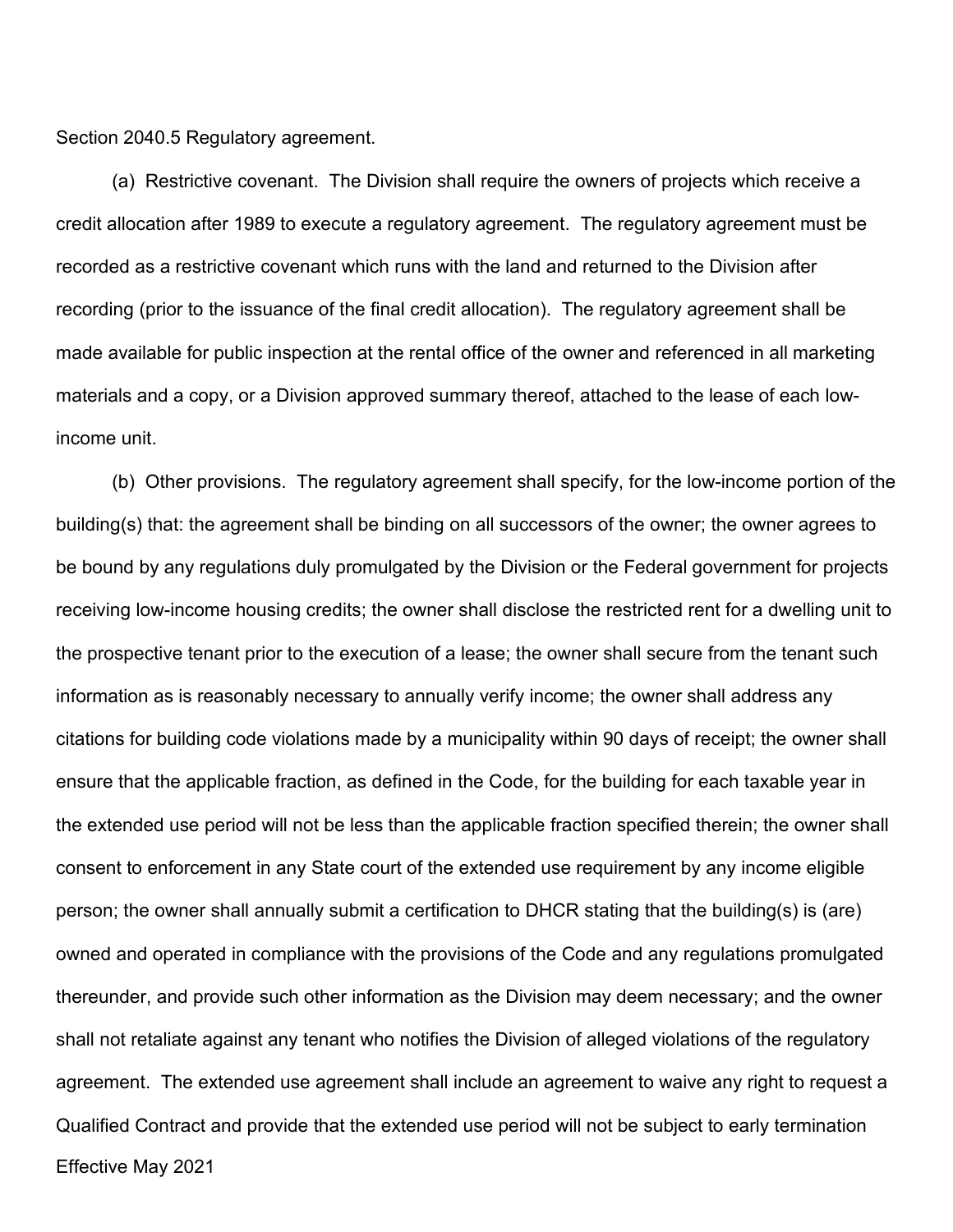Section 2040.5 Regulatory agreement.

(a) Restrictive covenant. The Division shall require the owners of projects which receive a credit allocation after 1989 to execute a regulatory agreement. The regulatory agreement must be recorded as a restrictive covenant which runs with the land and returned to the Division after recording (prior to the issuance of the final credit allocation). The regulatory agreement shall be made available for public inspection at the rental office of the owner and referenced in all marketing materials and a copy, or a Division approved summary thereof, attached to the lease of each low-income unit.

(b) Other provisions. The regulatory agreement shall specify, for the low-income portion of the building(s) that: the agreement shall be binding on all successors of the owner; the owner agrees to be bound by any regulations duly promulgated by the Division or the Federal government for projects receiving low-income housing credits; the owner shall disclose the restricted rent for a dwelling unit to the prospective tenant prior to the execution of a lease; the owner shall secure from the tenant such information as is reasonably necessary to annually verify income; the owner shall address any citations for building code violations made by a municipality within 90 days of receipt; the owner shall ensure that the applicable fraction, as defined in the Code, for the building for each taxable year in the extended use period will not be less than the applicable fraction specified therein; the owner shall consent to enforcement in any State court of the extended use requirement by any income eligible person; the owner shall annually submit a certification to DHCR stating that the building(s) is (are) owned and operated in compliance with the provisions of the Code and any regulations promulgated thereunder, and provide such other information as the Division may deem necessary; and the owner shall not retaliate against any tenant who notifies the Division of alleged violations of the regulatory agreement. The extended use agreement shall include an agreement to waive any right to request a Qualified Contract and provide that the extended use period will not be subject to early termination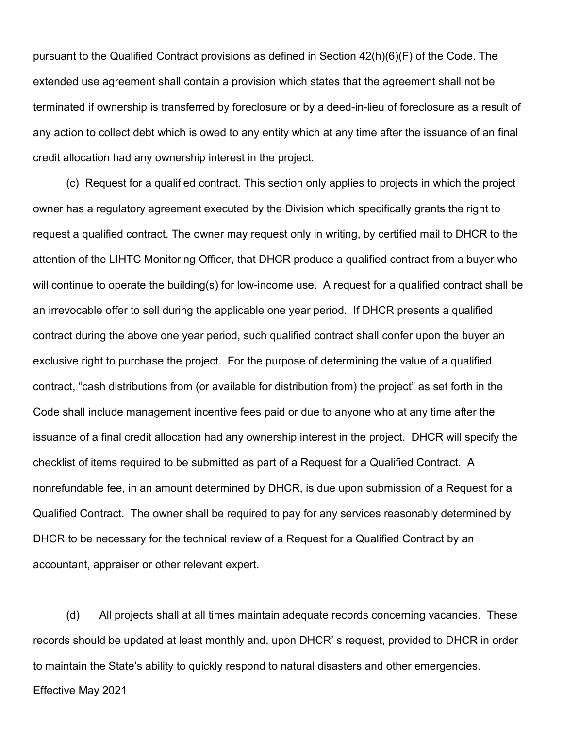pursuant to the Qualified Contract provisions as defined in Section 42(h)(6)(F) of the Code. The extended use agreement shall contain a provision which states that the agreement shall not be terminated if ownership is transferred by foreclosure or by a deed-in-lieu of foreclosure as a result of any action to collect debt which is owed to any entity which at any time after the issuance of an final credit allocation had any ownership interest in the project.

(c) Request for a qualified contract. This section only applies to projects in which the project owner has a regulatory agreement executed by the Division which specifically grants the right to request a qualified contract. The owner may request only in writing, by certified mail to DHCR to the attention of the LIHTC Monitoring Officer, that DHCR produce a qualified contract from a buyer who will continue to operate the building(s) for low-income use. A request for a qualified contract shall be an irrevocable offer to sell during the applicable one year period. If DHCR presents a qualified contract during the above one year period, such qualified contract shall confer upon the buyer an exclusive right to purchase the project. For the purpose of determining the value of a qualified contract, "cash distributions from (or available for distribution from) the project" as set forth in the Code shall include management incentive fees paid or due to anyone who at any time after the issuance of a final credit allocation had any ownership interest in the project. DHCR will specify the checklist of items required to be submitted as part of a Request for a Qualified Contract. A nonrefundable fee, in an amount determined by DHCR, is due upon submission of a Request for a Qualified Contract. The owner shall be required to pay for any services reasonably determined by DHCR to be necessary for the technical review of a Request for a Qualified Contract by an accountant, appraiser or other relevant expert.

(d) All projects shall at all times maintain adequate records concerning vacancies. These records should be updated at least monthly and, upon DHCR' s request, provided to DHCR in order to maintain the State's ability to quickly respond to natural disasters and other emergencies.

Effective May 2021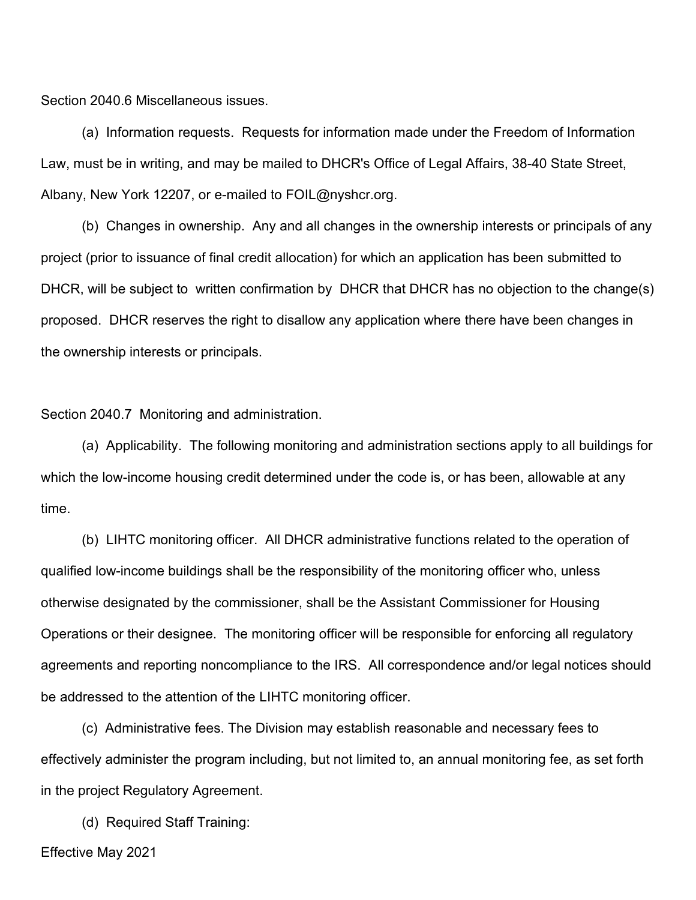Section 2040.6 Miscellaneous issues.

(a) Information requests. Requests for information made under the Freedom of Information Law, must be in writing, and may be mailed to DHCR's Office of Legal Affairs, 38-40 State Street, Albany, New York 12207, or e-mailed to FOIL@nyshcr.org.

(b) Changes in ownership. Any and all changes in the ownership interests or principals of any project (prior to issuance of final credit allocation) for which an application has been submitted to DHCR, will be subject to written confirmation by DHCR that DHCR has no objection to the change(s) proposed. DHCR reserves the right to disallow any application where there have been changes in the ownership interests or principals.

Section 2040.7 Monitoring and administration.

(a) Applicability. The following monitoring and administration sections apply to all buildings for which the low-income housing credit determined under the code is, or has been, allowable at any time.

(b) LIHTC monitoring officer. All DHCR administrative functions related to the operation of qualified low-income buildings shall be the responsibility of the monitoring officer who, unless otherwise designated by the commissioner, shall be the Assistant Commissioner for Housing Operations or their designee. The monitoring officer will be responsible for enforcing all regulatory agreements and reporting noncompliance to the IRS. All correspondence and/or legal notices should be addressed to the attention of the LIHTC monitoring officer.

(c) Administrative fees. The Division may establish reasonable and necessary fees to effectively administer the program including, but not limited to, an annual monitoring fee, as set forth in the project Regulatory Agreement.

(d) Required Staff Training: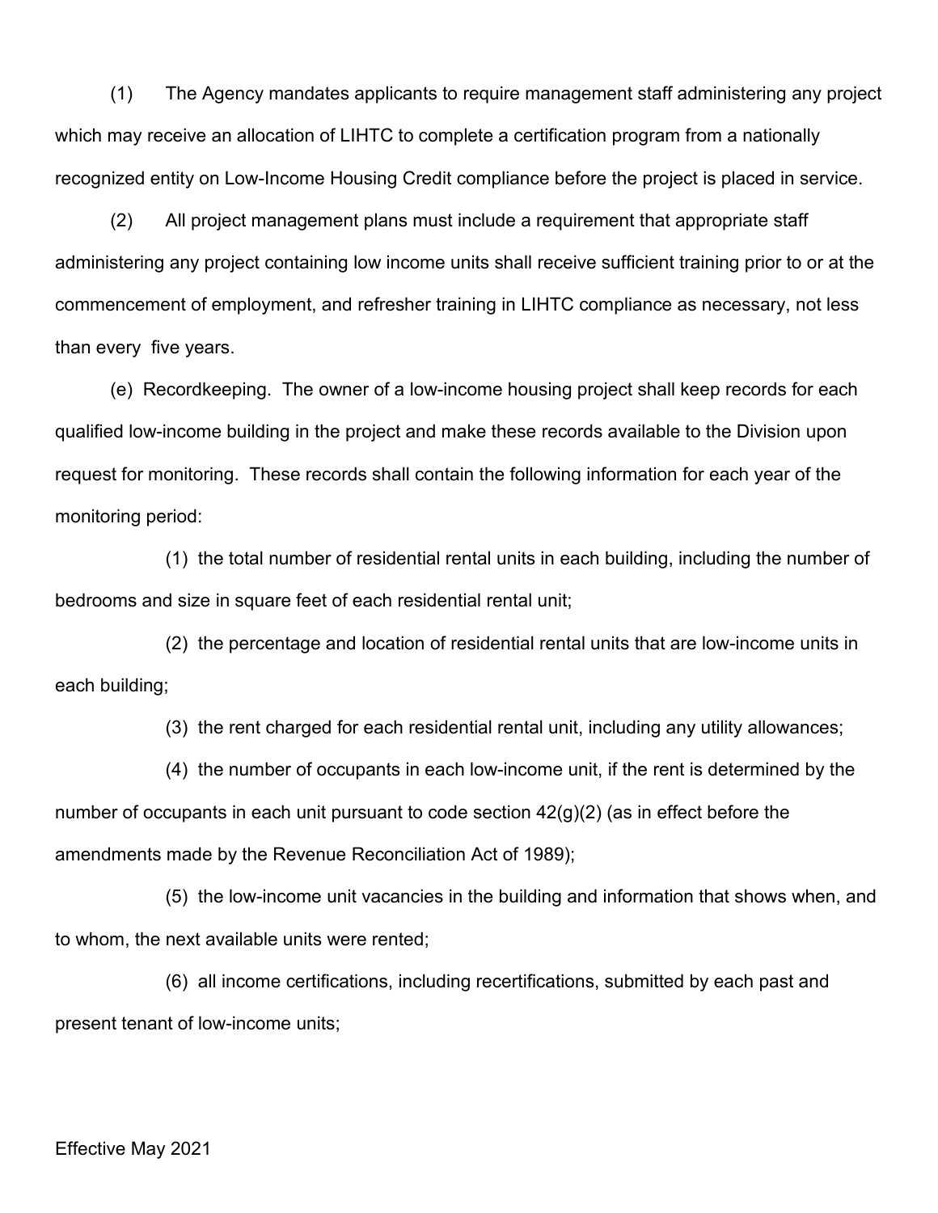(1) The Agency mandates applicants to require management staff administering any project which may receive an allocation of LIHTC to complete a certification program from a nationally recognized entity on Low-Income Housing Credit compliance before the project is placed in service.

(2) All project management plans must include a requirement that appropriate staff administering any project containing low income units shall receive sufficient training prior to or at the commencement of employment, and refresher training in LIHTC compliance as necessary, not less than every five years.

(e) Recordkeeping. The owner of a low-income housing project shall keep records for each qualified low-income building in the project and make these records available to the Division upon request for monitoring. These records shall contain the following information for each year of the monitoring period:

(1) the total number of residential rental units in each building, including the number of bedrooms and size in square feet of each residential rental unit;

(2) the percentage and location of residential rental units that are low-income units in each building;

(3) the rent charged for each residential rental unit, including any utility allowances;

(4) the number of occupants in each low-income unit, if the rent is determined by the number of occupants in each unit pursuant to code section 42(g)(2) (as in effect before the amendments made by the Revenue Reconciliation Act of 1989);

(5) the low-income unit vacancies in the building and information that shows when, and to whom, the next available units were rented;

(6) all income certifications, including recertifications, submitted by each past and present tenant of low-income units;

Effective May 2021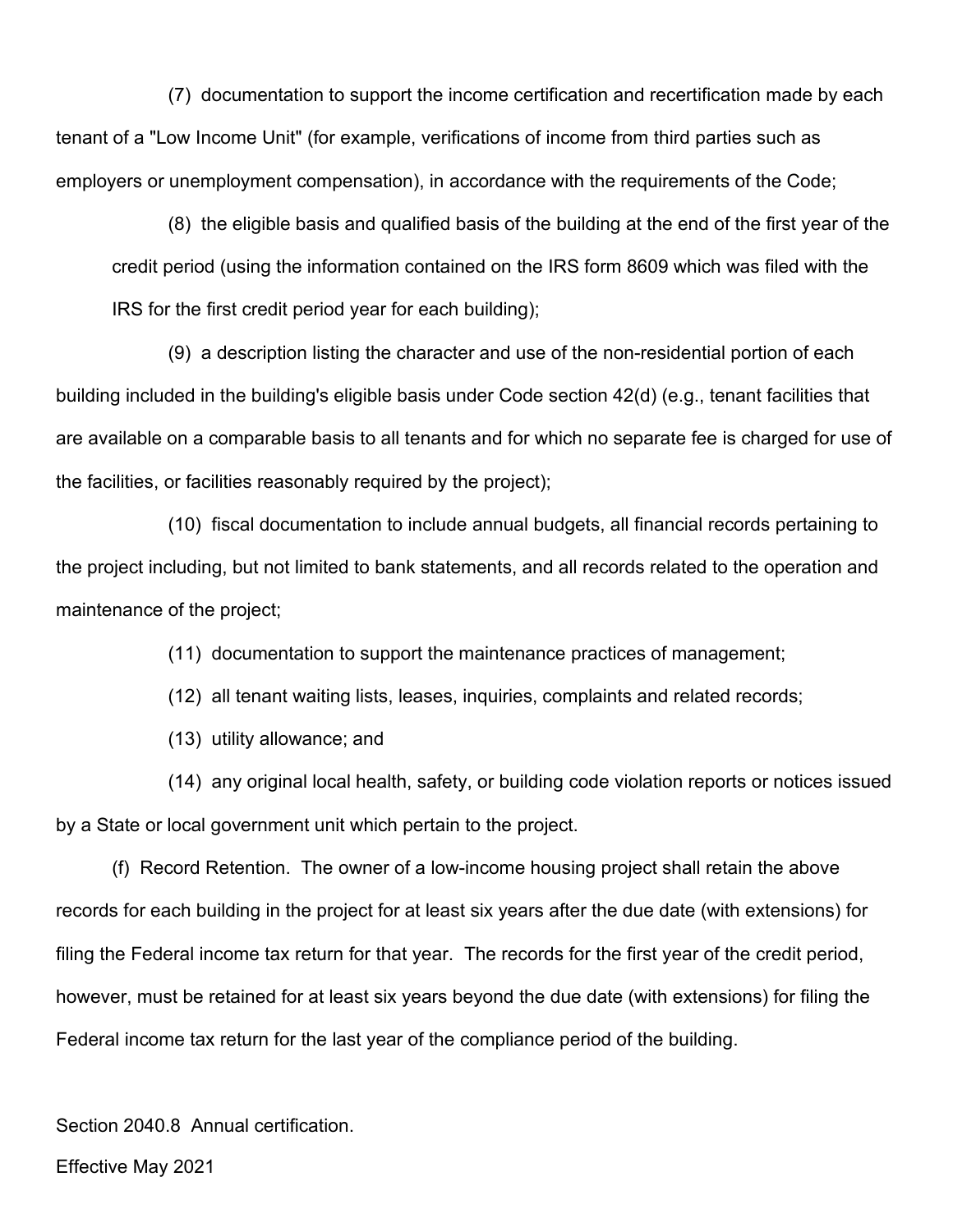(7) documentation to support the income certification and recertification made by each tenant of a "Low Income Unit" (for example, verifications of income from third parties such as employers or unemployment compensation), in accordance with the requirements of the Code;

(8) the eligible basis and qualified basis of the building at the end of the first year of the credit period (using the information contained on the IRS form 8609 which was filed with the IRS for the first credit period year for each building);

(9) a description listing the character and use of the non-residential portion of each building included in the building's eligible basis under Code section 42(d) (e.g., tenant facilities that are available on a comparable basis to all tenants and for which no separate fee is charged for use of the facilities, or facilities reasonably required by the project);

(10) fiscal documentation to include annual budgets, all financial records pertaining to the project including, but not limited to bank statements, and all records related to the operation and maintenance of the project;

(11) documentation to support the maintenance practices of management;

(12) all tenant waiting lists, leases, inquiries, complaints and related records;

(13) utility allowance; and

(14) any original local health, safety, or building code violation reports or notices issued by a State or local government unit which pertain to the project.

(f) Record Retention. The owner of a low-income housing project shall retain the above records for each building in the project for at least six years after the due date (with extensions) for filing the Federal income tax return for that year. The records for the first year of the credit period, however, must be retained for at least six years beyond the due date (with extensions) for filing the Federal income tax return for the last year of the compliance period of the building.

Section 2040.8 Annual certification.

Effective May 2021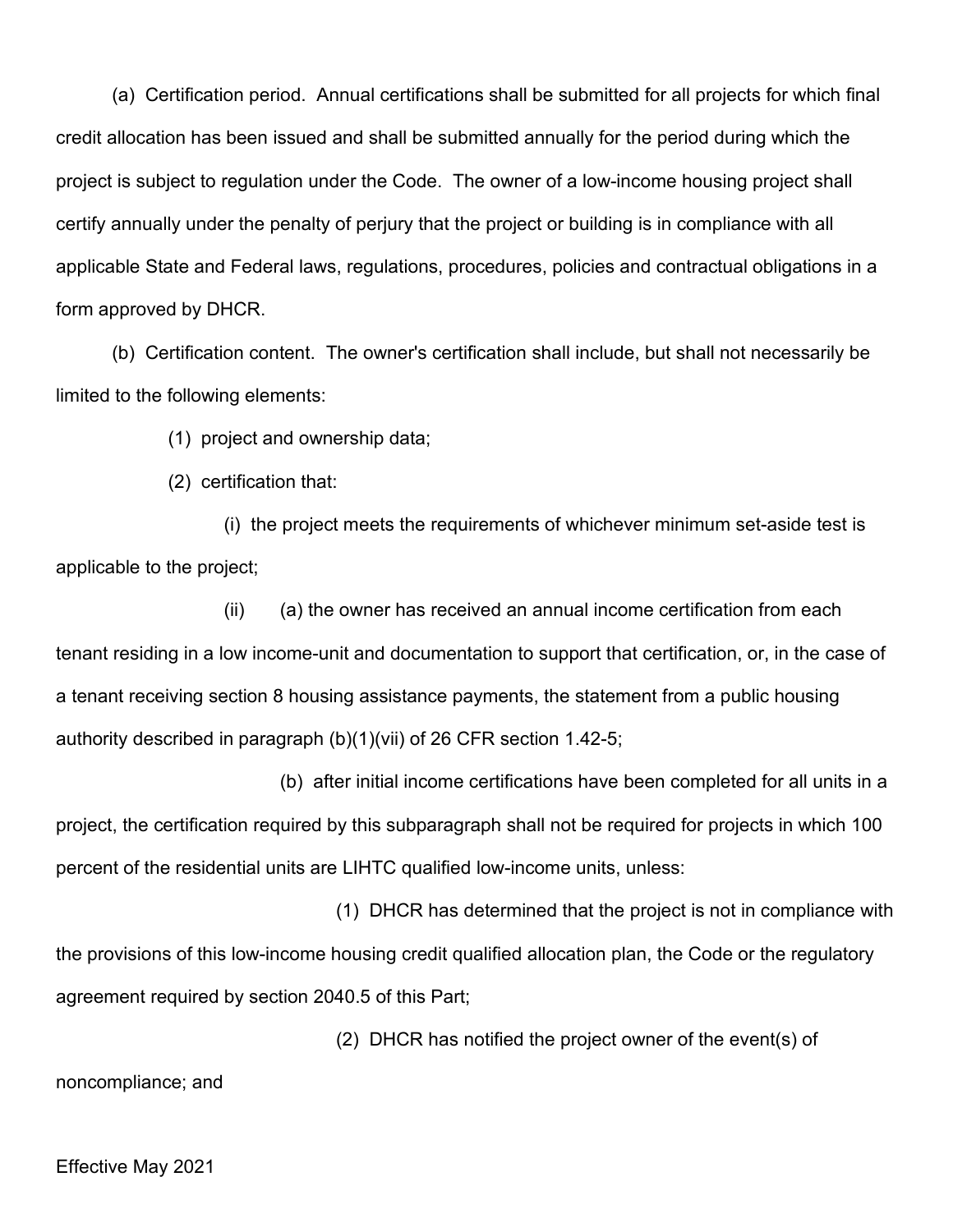(a) Certification period. Annual certifications shall be submitted for all projects for which final credit allocation has been issued and shall be submitted annually for the period during which the project is subject to regulation under the Code. The owner of a low-income housing project shall certify annually under the penalty of perjury that the project or building is in compliance with all applicable State and Federal laws, regulations, procedures, policies and contractual obligations in a form approved by DHCR.

(b) Certification content. The owner's certification shall include, but shall not necessarily be limited to the following elements:

(1) project and ownership data;

(2) certification that:

(i) the project meets the requirements of whichever minimum set-aside test is applicable to the project;

(ii) (a) the owner has received an annual income certification from each tenant residing in a low income-unit and documentation to support that certification, or, in the case of a tenant receiving section 8 housing assistance payments, the statement from a public housing authority described in paragraph (b)(1)(vii) of 26 CFR section 1.42-5;

(b) after initial income certifications have been completed for all units in a project, the certification required by this subparagraph shall not be required for projects in which 100 percent of the residential units are LIHTC qualified low-income units, unless:

(1) DHCR has determined that the project is not in compliance with the provisions of this low-income housing credit qualified allocation plan, the Code or the regulatory agreement required by section 2040.5 of this Part;

(2) DHCR has notified the project owner of the event(s) of noncompliance; and

Effective May 2021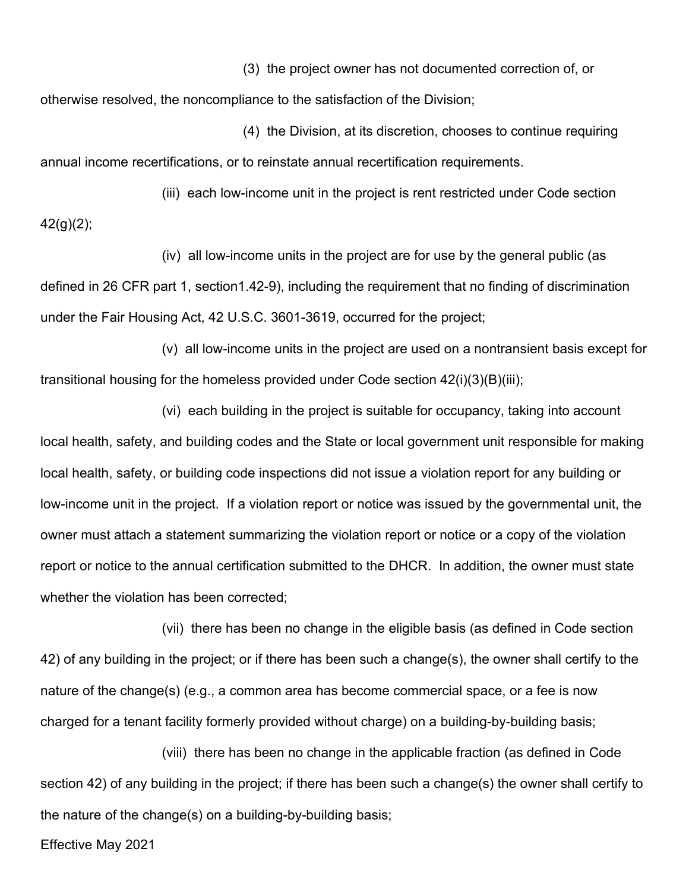(3) the project owner has not documented correction of, or otherwise resolved, the noncompliance to the satisfaction of the Division;

(4) the Division, at its discretion, chooses to continue requiring annual income recertifications, or to reinstate annual recertification requirements.

(iii) each low-income unit in the project is rent restricted under Code section 42(g)(2);

(iv) all low-income units in the project are for use by the general public (as defined in 26 CFR part 1, section1.42-9), including the requirement that no finding of discrimination under the Fair Housing Act, 42 U.S.C. 3601-3619, occurred for the project;

(v) all low-income units in the project are used on a nontransient basis except for transitional housing for the homeless provided under Code section 42(i)(3)(B)(iii);

(vi) each building in the project is suitable for occupancy, taking into account local health, safety, and building codes and the State or local government unit responsible for making local health, safety, or building code inspections did not issue a violation report for any building or low-income unit in the project. If a violation report or notice was issued by the governmental unit, the owner must attach a statement summarizing the violation report or notice or a copy of the violation report or notice to the annual certification submitted to the DHCR. In addition, the owner must state whether the violation has been corrected;

(vii) there has been no change in the eligible basis (as defined in Code section 42) of any building in the project; or if there has been such a change(s), the owner shall certify to the nature of the change(s) (e.g., a common area has become commercial space, or a fee is now charged for a tenant facility formerly provided without charge) on a building-by-building basis;

(viii) there has been no change in the applicable fraction (as defined in Code section 42) of any building in the project; if there has been such a change(s) the owner shall certify to the nature of the change(s) on a building-by-building basis;

Effective May 2021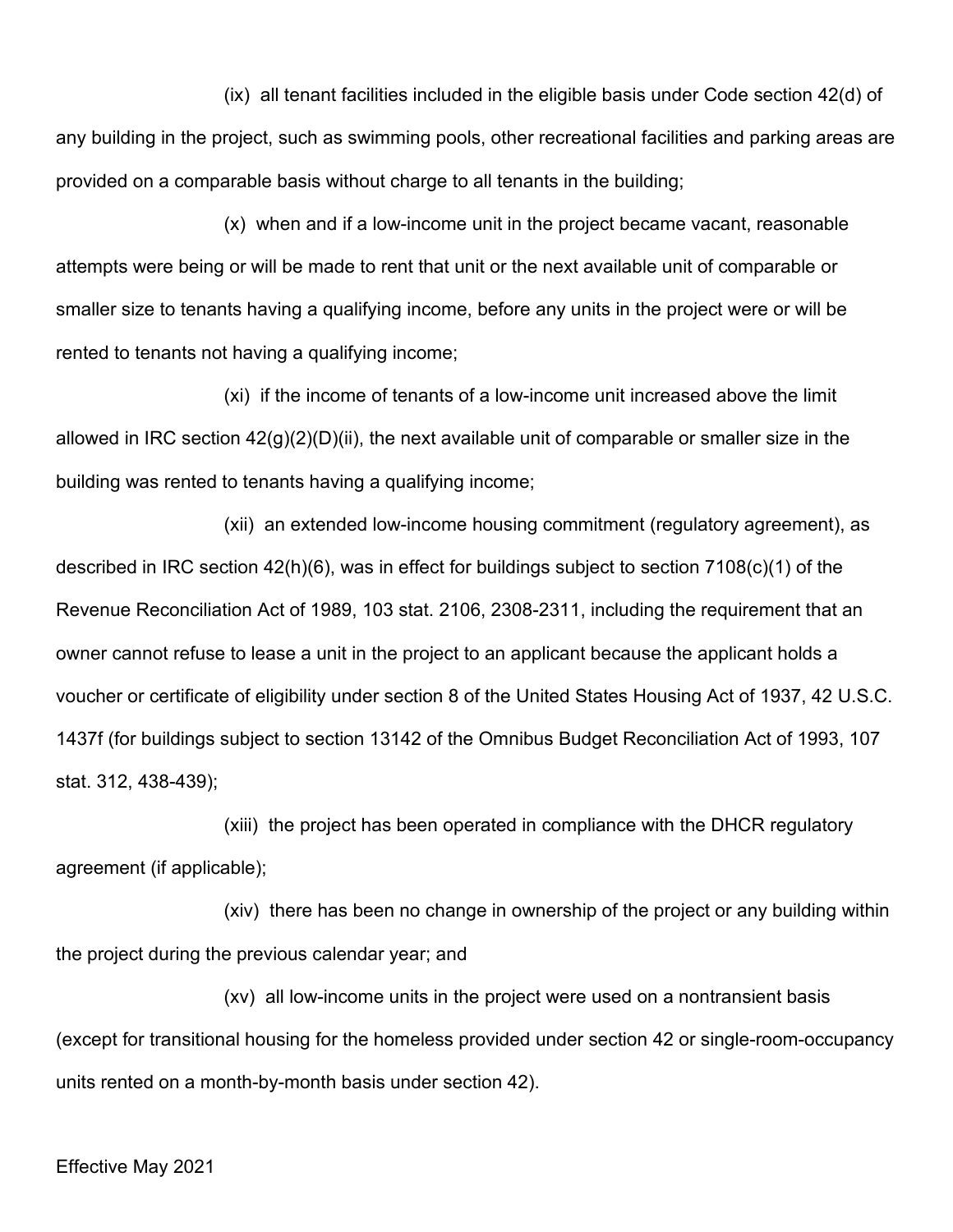(ix) all tenant facilities included in the eligible basis under Code section 42(d) of any building in the project, such as swimming pools, other recreational facilities and parking areas are provided on a comparable basis without charge to all tenants in the building;

(x) when and if a low-income unit in the project became vacant, reasonable attempts were being or will be made to rent that unit or the next available unit of comparable or smaller size to tenants having a qualifying income, before any units in the project were or will be rented to tenants not having a qualifying income;

(xi) if the income of tenants of a low-income unit increased above the limit allowed in IRC section 42(g)(2)(D)(ii), the next available unit of comparable or smaller size in the building was rented to tenants having a qualifying income;

(xii) an extended low-income housing commitment (regulatory agreement), as described in IRC section 42(h)(6), was in effect for buildings subject to section 7108(c)(1) of the Revenue Reconciliation Act of 1989, 103 stat. 2106, 2308-2311, including the requirement that an owner cannot refuse to lease a unit in the project to an applicant because the applicant holds a voucher or certificate of eligibility under section 8 of the United States Housing Act of 1937, 42 U.S.C. 1437f (for buildings subject to section 13142 of the Omnibus Budget Reconciliation Act of 1993, 107 stat. 312, 438-439);

(xiii) the project has been operated in compliance with the DHCR regulatory agreement (if applicable);

(xiv) there has been no change in ownership of the project or any building within the project during the previous calendar year; and

(xv) all low-income units in the project were used on a nontransient basis (except for transitional housing for the homeless provided under section 42 or single-room-occupancy units rented on a month-by-month basis under section 42).

Effective May 2021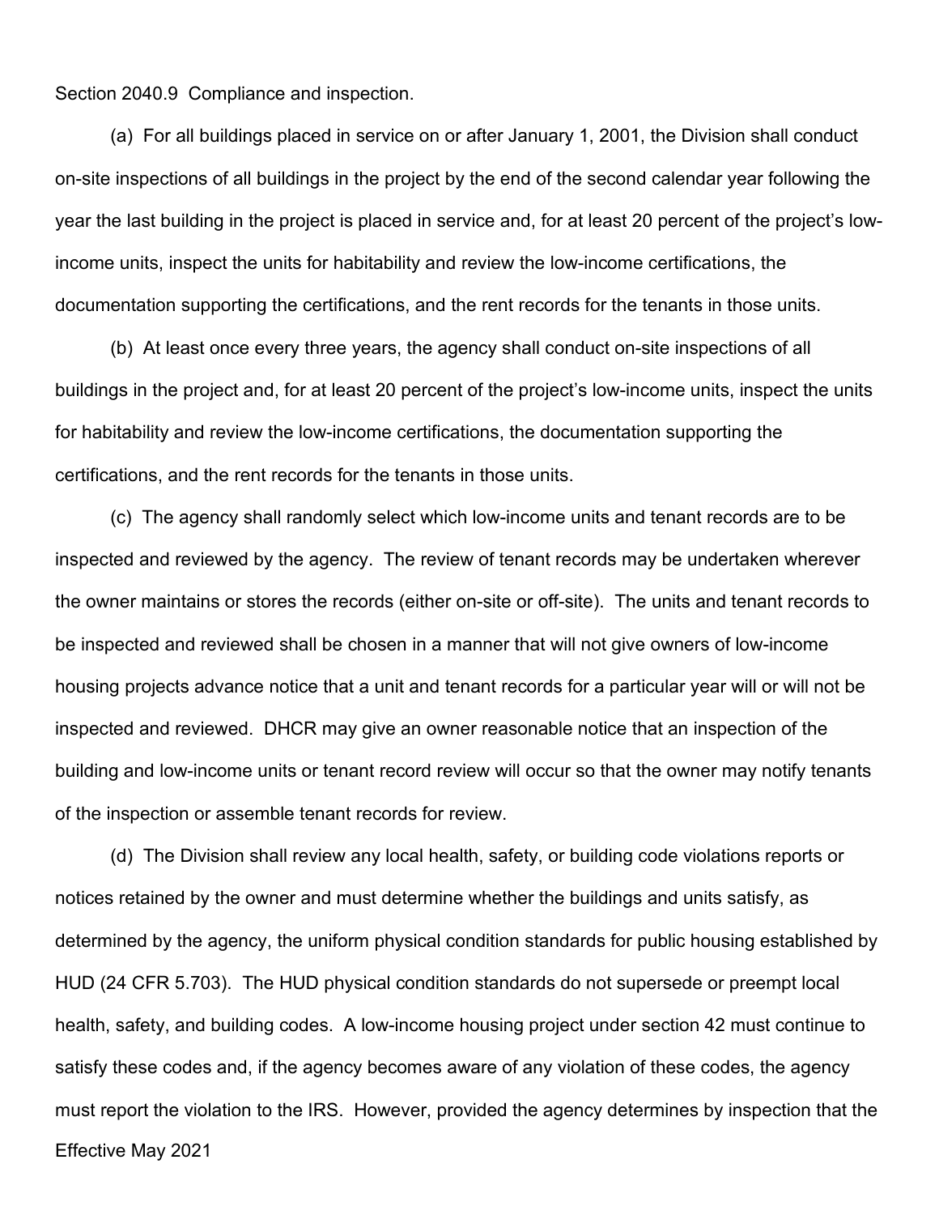Section 2040.9 Compliance and inspection.

(a) For all buildings placed in service on or after January 1, 2001, the Division shall conduct on-site inspections of all buildings in the project by the end of the second calendar year following the year the last building in the project is placed in service and, for at least 20 percent of the project's low-income units, inspect the units for habitability and review the low-income certifications, the documentation supporting the certifications, and the rent records for the tenants in those units.

(b) At least once every three years, the agency shall conduct on-site inspections of all buildings in the project and, for at least 20 percent of the project's low-income units, inspect the units for habitability and review the low-income certifications, the documentation supporting the certifications, and the rent records for the tenants in those units.

(c) The agency shall randomly select which low-income units and tenant records are to be inspected and reviewed by the agency. The review of tenant records may be undertaken wherever the owner maintains or stores the records (either on-site or off-site). The units and tenant records to be inspected and reviewed shall be chosen in a manner that will not give owners of low-income housing projects advance notice that a unit and tenant records for a particular year will or will not be inspected and reviewed. DHCR may give an owner reasonable notice that an inspection of the building and low-income units or tenant record review will occur so that the owner may notify tenants of the inspection or assemble tenant records for review.

(d) The Division shall review any local health, safety, or building code violations reports or notices retained by the owner and must determine whether the buildings and units satisfy, as determined by the agency, the uniform physical condition standards for public housing established by HUD (24 CFR 5.703). The HUD physical condition standards do not supersede or preempt local health, safety, and building codes. A low-income housing project under section 42 must continue to satisfy these codes and, if the agency becomes aware of any violation of these codes, the agency must report the violation to the IRS. However, provided the agency determines by inspection that the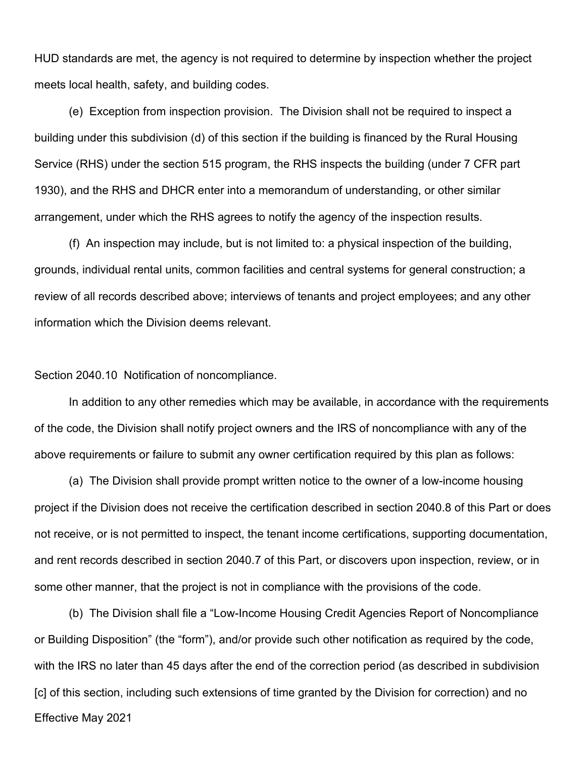HUD standards are met, the agency is not required to determine by inspection whether the project meets local health, safety, and building codes.

(e) Exception from inspection provision. The Division shall not be required to inspect a building under this subdivision (d) of this section if the building is financed by the Rural Housing Service (RHS) under the section 515 program, the RHS inspects the building (under 7 CFR part 1930), and the RHS and DHCR enter into a memorandum of understanding, or other similar arrangement, under which the RHS agrees to notify the agency of the inspection results.

(f) An inspection may include, but is not limited to: a physical inspection of the building, grounds, individual rental units, common facilities and central systems for general construction; a review of all records described above; interviews of tenants and project employees; and any other information which the Division deems relevant.

Section 2040.10 Notification of noncompliance.

In addition to any other remedies which may be available, in accordance with the requirements of the code, the Division shall notify project owners and the IRS of noncompliance with any of the above requirements or failure to submit any owner certification required by this plan as follows:

(a) The Division shall provide prompt written notice to the owner of a low-income housing project if the Division does not receive the certification described in section 2040.8 of this Part or does not receive, or is not permitted to inspect, the tenant income certifications, supporting documentation, and rent records described in section 2040.7 of this Part, or discovers upon inspection, review, or in some other manner, that the project is not in compliance with the provisions of the code.

(b) The Division shall file a "Low-Income Housing Credit Agencies Report of Noncompliance or Building Disposition" (the "form"), and/or provide such other notification as required by the code, with the IRS no later than 45 days after the end of the correction period (as described in subdivision [c] of this section, including such extensions of time granted by the Division for correction) and no

Effective May 2021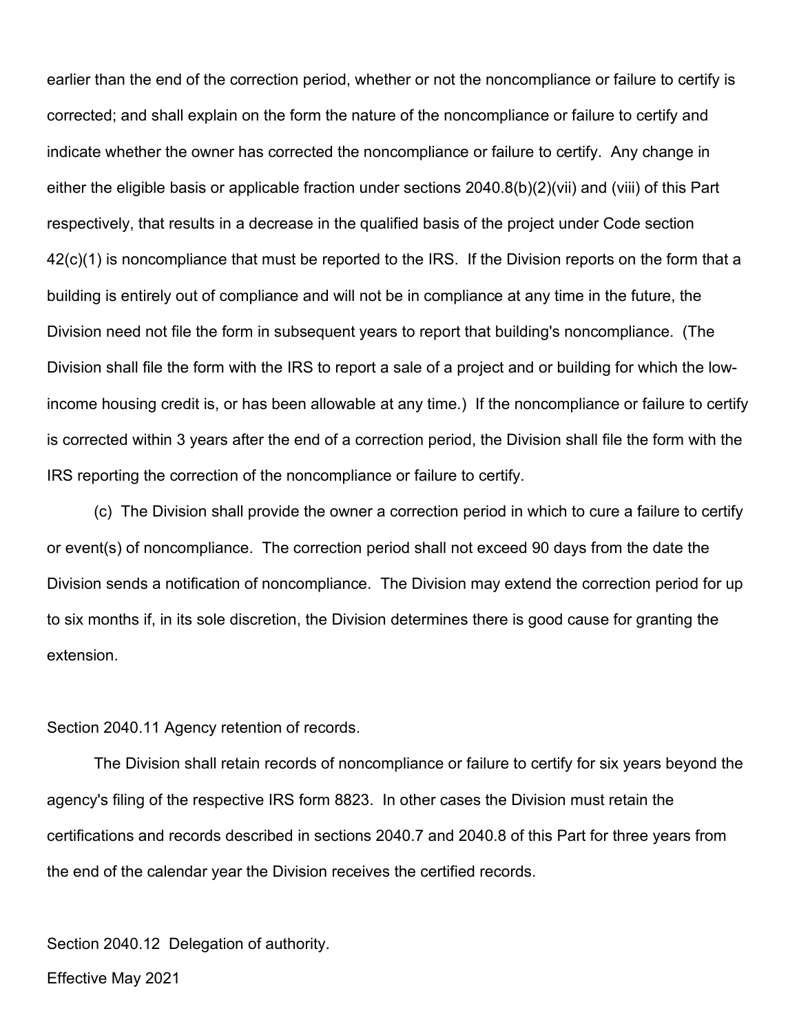earlier than the end of the correction period, whether or not the noncompliance or failure to certify is corrected; and shall explain on the form the nature of the noncompliance or failure to certify and indicate whether the owner has corrected the noncompliance or failure to certify. Any change in either the eligible basis or applicable fraction under sections 2040.8(b)(2)(vii) and (viii) of this Part respectively, that results in a decrease in the qualified basis of the project under Code section 42(c)(1) is noncompliance that must be reported to the IRS. If the Division reports on the form that a building is entirely out of compliance and will not be in compliance at any time in the future, the Division need not file the form in subsequent years to report that building's noncompliance. (The Division shall file the form with the IRS to report a sale of a project and or building for which the low-income housing credit is, or has been allowable at any time.) If the noncompliance or failure to certify is corrected within 3 years after the end of a correction period, the Division shall file the form with the IRS reporting the correction of the noncompliance or failure to certify.

(c) The Division shall provide the owner a correction period in which to cure a failure to certify or event(s) of noncompliance. The correction period shall not exceed 90 days from the date the Division sends a notification of noncompliance. The Division may extend the correction period for up to six months if, in its sole discretion, the Division determines there is good cause for granting the extension.

Section 2040.11 Agency retention of records.

The Division shall retain records of noncompliance or failure to certify for six years beyond the agency's filing of the respective IRS form 8823. In other cases the Division must retain the certifications and records described in sections 2040.7 and 2040.8 of this Part for three years from the end of the calendar year the Division receives the certified records.

Section 2040.12 Delegation of authority.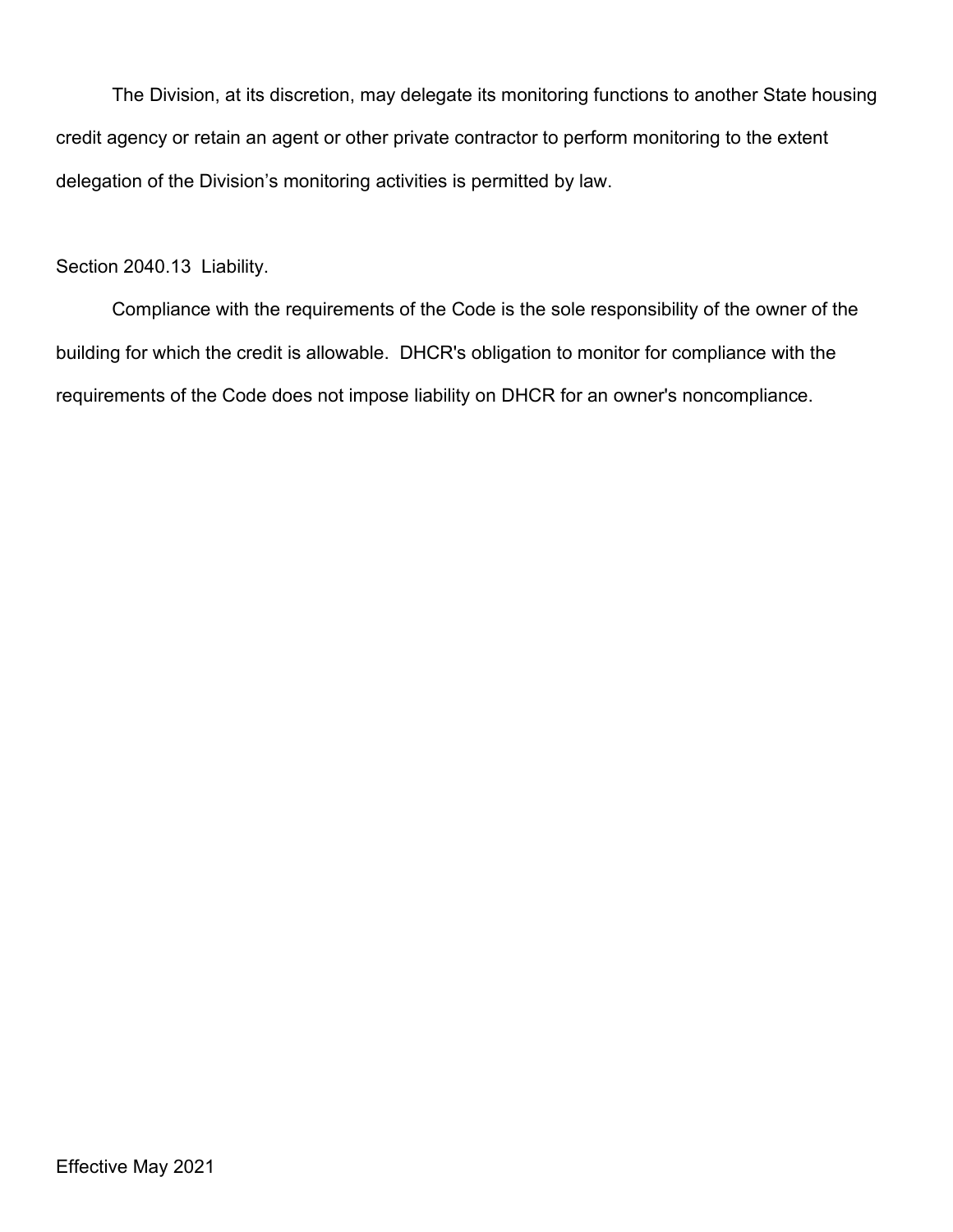The Division, at its discretion, may delegate its monitoring functions to another State housing credit agency or retain an agent or other private contractor to perform monitoring to the extent delegation of the Division's monitoring activities is permitted by law.

Section 2040.13 Liability.

Compliance with the requirements of the Code is the sole responsibility of the owner of the building for which the credit is allowable. DHCR's obligation to monitor for compliance with the requirements of the Code does not impose liability on DHCR for an owner's noncompliance.

Effective May 2021